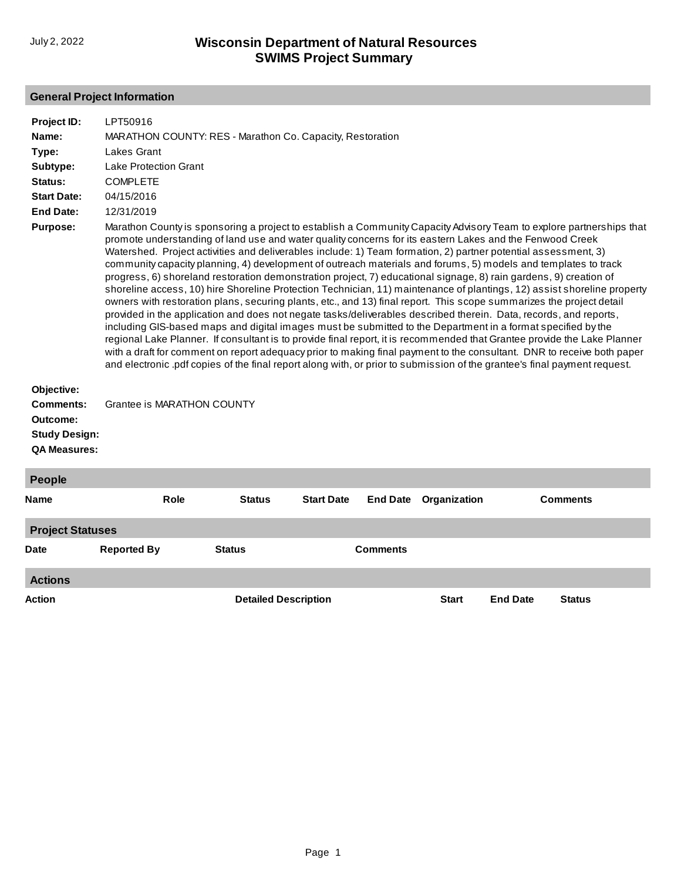# Wisconsin Department of Natural Resources
# SWIMS Project Summary

July 2, 2022

## General Project Information

**Project ID:** LPT50916

**Name:** MARATHON COUNTY: RES - Marathon Co. Capacity, Restoration

**Type:** Lakes Grant

**Subtype:** Lake Protection Grant

**Status:** COMPLETE

**Start Date:** 04/15/2016

**End Date:** 12/31/2019

**Purpose:** Marathon County is sponsoring a project to establish a Community Capacity Advisory Team to explore partnerships that promote understanding of land use and water quality concerns for its eastern Lakes and the Fenwood Creek Watershed. Project activities and deliverables include: 1) Team formation, 2) partner potential assessment, 3) community capacity planning, 4) development of outreach materials and forums, 5) models and templates to track progress, 6) shoreland restoration demonstration project, 7) educational signage, 8) rain gardens, 9) creation of shoreline access, 10) hire Shoreline Protection Technician, 11) maintenance of plantings, 12) assist shoreline property owners with restoration plans, securing plants, etc., and 13) final report. This scope summarizes the project detail provided in the application and does not negate tasks/deliverables described therein. Data, records, and reports, including GIS-based maps and digital images must be submitted to the Department in a format specified by the regional Lake Planner. If consultant is to provide final report, it is recommended that Grantee provide the Lake Planner with a draft for comment on report adequacy prior to making final payment to the consultant. DNR to receive both paper and electronic .pdf copies of the final report along with, or prior to submission of the grantee's final payment request.

**Objective:**

**Comments:** Grantee is MARATHON COUNTY

**Outcome:**

**Study Design:**

**QA Measures:**

## People

| Name | Role | Status | Start Date | End Date | Organization | Comments |
|---|---|---|---|---|---|---|

## Project Statuses

| Date | Reported By | Status | Comments |
|---|---|---|---|

## Actions

| Action | Detailed Description | Start | End Date | Status |
|---|---|---|---|---|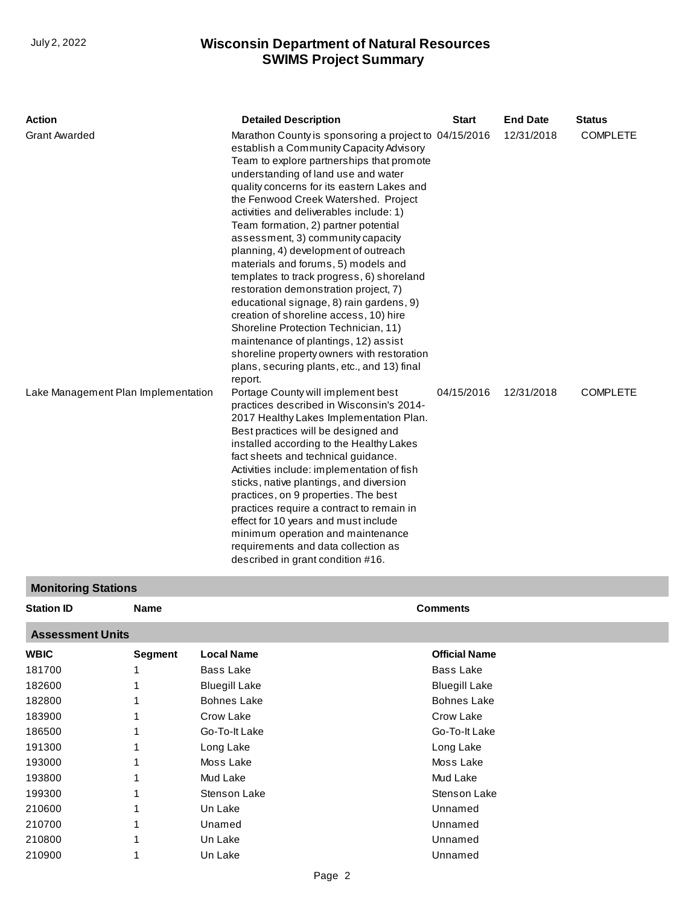| Action | Detailed Description | Start | End Date | Status |
| --- | --- | --- | --- | --- |
| Grant Awarded | Marathon County is sponsoring a project to establish a Community Capacity Advisory Team to explore partnerships that promote understanding of land use and water quality concerns for its eastern Lakes and the Fenwood Creek Watershed. Project activities and deliverables include: 1) Team formation, 2) partner potential assessment, 3) community capacity planning, 4) development of outreach materials and forums, 5) models and templates to track progress, 6) shoreland restoration demonstration project, 7) educational signage, 8) rain gardens, 9) creation of shoreline access, 10) hire Shoreline Protection Technician, 11) maintenance of plantings, 12) assist shoreline property owners with restoration plans, securing plants, etc., and 13) final report. | 04/15/2016 | 12/31/2018 | COMPLETE |
| Lake Management Plan Implementation | Portage County will implement best practices described in Wisconsin's 2014-2017 Healthy Lakes Implementation Plan. Best practices will be designed and installed according to the Healthy Lakes fact sheets and technical guidance. Activities include: implementation of fish sticks, native plantings, and diversion practices, on 9 properties. The best practices require a contract to remain in effect for 10 years and must include minimum operation and maintenance requirements and data collection as described in grant condition #16. | 04/15/2016 | 12/31/2018 | COMPLETE |

## Monitoring Stations

| Station ID | Name | Comments |
| --- | --- | --- |

## Assessment Units

| WBIC | Segment | Local Name | Official Name |
| --- | --- | --- | --- |
| 181700 | 1 | Bass Lake | Bass Lake |
| 182600 | 1 | Bluegill Lake | Bluegill Lake |
| 182800 | 1 | Bohnes Lake | Bohnes Lake |
| 183900 | 1 | Crow Lake | Crow Lake |
| 186500 | 1 | Go-To-It Lake | Go-To-It Lake |
| 191300 | 1 | Long Lake | Long Lake |
| 193000 | 1 | Moss Lake | Moss Lake |
| 193800 | 1 | Mud Lake | Mud Lake |
| 199300 | 1 | Stenson Lake | Stenson Lake |
| 210600 | 1 | Un Lake | Unnamed |
| 210700 | 1 | Unamed | Unnamed |
| 210800 | 1 | Un Lake | Unnamed |
| 210900 | 1 | Un Lake | Unnamed |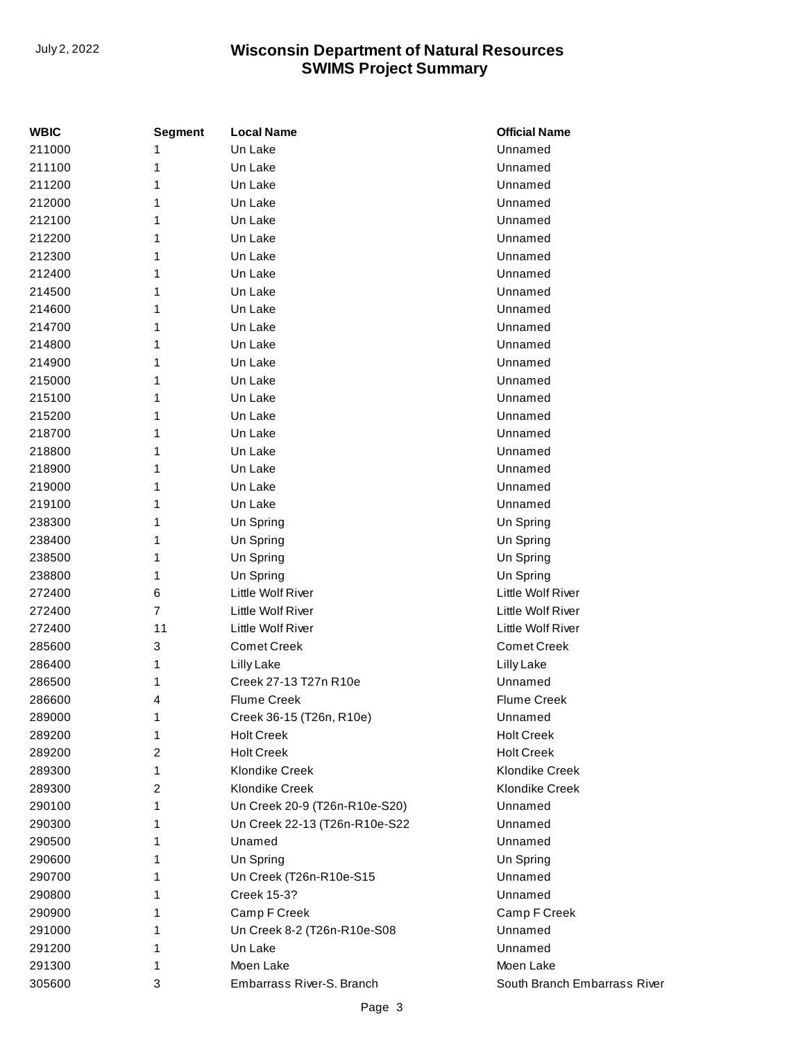| WBIC | Segment | Local Name | Official Name |
|---|---|---|---|
| 211000 | 1 | Un Lake | Unnamed |
| 211100 | 1 | Un Lake | Unnamed |
| 211200 | 1 | Un Lake | Unnamed |
| 212000 | 1 | Un Lake | Unnamed |
| 212100 | 1 | Un Lake | Unnamed |
| 212200 | 1 | Un Lake | Unnamed |
| 212300 | 1 | Un Lake | Unnamed |
| 212400 | 1 | Un Lake | Unnamed |
| 214500 | 1 | Un Lake | Unnamed |
| 214600 | 1 | Un Lake | Unnamed |
| 214700 | 1 | Un Lake | Unnamed |
| 214800 | 1 | Un Lake | Unnamed |
| 214900 | 1 | Un Lake | Unnamed |
| 215000 | 1 | Un Lake | Unnamed |
| 215100 | 1 | Un Lake | Unnamed |
| 215200 | 1 | Un Lake | Unnamed |
| 218700 | 1 | Un Lake | Unnamed |
| 218800 | 1 | Un Lake | Unnamed |
| 218900 | 1 | Un Lake | Unnamed |
| 219000 | 1 | Un Lake | Unnamed |
| 219100 | 1 | Un Lake | Unnamed |
| 238300 | 1 | Un Spring | Un Spring |
| 238400 | 1 | Un Spring | Un Spring |
| 238500 | 1 | Un Spring | Un Spring |
| 238800 | 1 | Un Spring | Un Spring |
| 272400 | 6 | Little Wolf River | Little Wolf River |
| 272400 | 7 | Little Wolf River | Little Wolf River |
| 272400 | 11 | Little Wolf River | Little Wolf River |
| 285600 | 3 | Comet Creek | Comet Creek |
| 286400 | 1 | Lilly Lake | Lilly Lake |
| 286500 | 1 | Creek 27-13 T27n R10e | Unnamed |
| 286600 | 4 | Flume Creek | Flume Creek |
| 289000 | 1 | Creek 36-15 (T26n, R10e) | Unnamed |
| 289200 | 1 | Holt Creek | Holt Creek |
| 289200 | 2 | Holt Creek | Holt Creek |
| 289300 | 1 | Klondike Creek | Klondike Creek |
| 289300 | 2 | Klondike Creek | Klondike Creek |
| 290100 | 1 | Un Creek 20-9 (T26n-R10e-S20) | Unnamed |
| 290300 | 1 | Un Creek 22-13 (T26n-R10e-S22 | Unnamed |
| 290500 | 1 | Unamed | Unnamed |
| 290600 | 1 | Un Spring | Un Spring |
| 290700 | 1 | Un Creek (T26n-R10e-S15 | Unnamed |
| 290800 | 1 | Creek 15-3? | Unnamed |
| 290900 | 1 | Camp F Creek | Camp F Creek |
| 291000 | 1 | Un Creek 8-2 (T26n-R10e-S08 | Unnamed |
| 291200 | 1 | Un Lake | Unnamed |
| 291300 | 1 | Moen Lake | Moen Lake |
| 305600 | 3 | Embarrass River-S. Branch | South Branch Embarrass River |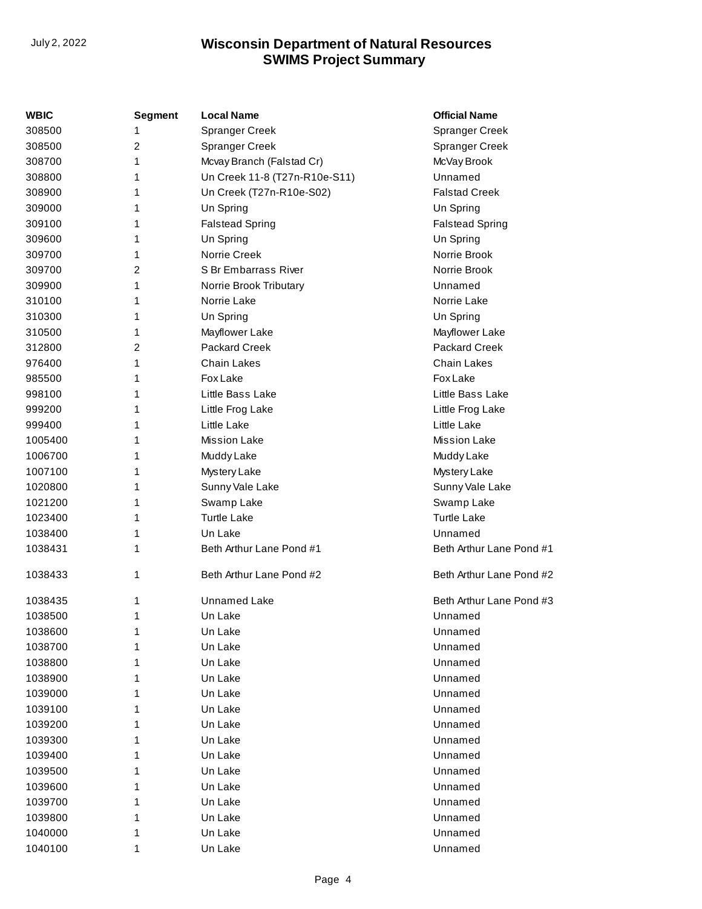| WBIC | Segment | Local Name | Official Name |
|---|---|---|---|
| 308500 | 1 | Spranger Creek | Spranger Creek |
| 308500 | 2 | Spranger Creek | Spranger Creek |
| 308700 | 1 | Mcvay Branch (Falstad Cr) | McVay Brook |
| 308800 | 1 | Un Creek 11-8 (T27n-R10e-S11) | Unnamed |
| 308900 | 1 | Un Creek (T27n-R10e-S02) | Falstad Creek |
| 309000 | 1 | Un Spring | Un Spring |
| 309100 | 1 | Falstead Spring | Falstead Spring |
| 309600 | 1 | Un Spring | Un Spring |
| 309700 | 1 | Norrie Creek | Norrie Brook |
| 309700 | 2 | S Br Embarrass River | Norrie Brook |
| 309900 | 1 | Norrie Brook Tributary | Unnamed |
| 310100 | 1 | Norrie Lake | Norrie Lake |
| 310300 | 1 | Un Spring | Un Spring |
| 310500 | 1 | Mayflower Lake | Mayflower Lake |
| 312800 | 2 | Packard Creek | Packard Creek |
| 976400 | 1 | Chain Lakes | Chain Lakes |
| 985500 | 1 | Fox Lake | Fox Lake |
| 998100 | 1 | Little Bass Lake | Little Bass Lake |
| 999200 | 1 | Little Frog Lake | Little Frog Lake |
| 999400 | 1 | Little Lake | Little Lake |
| 1005400 | 1 | Mission Lake | Mission Lake |
| 1006700 | 1 | Muddy Lake | Muddy Lake |
| 1007100 | 1 | Mystery Lake | Mystery Lake |
| 1020800 | 1 | Sunny Vale Lake | Sunny Vale Lake |
| 1021200 | 1 | Swamp Lake | Swamp Lake |
| 1023400 | 1 | Turtle Lake | Turtle Lake |
| 1038400 | 1 | Un Lake | Unnamed |
| 1038431 | 1 | Beth Arthur Lane Pond #1 | Beth Arthur Lane Pond #1 |
| 1038433 | 1 | Beth Arthur Lane Pond #2 | Beth Arthur Lane Pond #2 |
| 1038435 | 1 | Unnamed Lake | Beth Arthur Lane Pond #3 |
| 1038500 | 1 | Un Lake | Unnamed |
| 1038600 | 1 | Un Lake | Unnamed |
| 1038700 | 1 | Un Lake | Unnamed |
| 1038800 | 1 | Un Lake | Unnamed |
| 1038900 | 1 | Un Lake | Unnamed |
| 1039000 | 1 | Un Lake | Unnamed |
| 1039100 | 1 | Un Lake | Unnamed |
| 1039200 | 1 | Un Lake | Unnamed |
| 1039300 | 1 | Un Lake | Unnamed |
| 1039400 | 1 | Un Lake | Unnamed |
| 1039500 | 1 | Un Lake | Unnamed |
| 1039600 | 1 | Un Lake | Unnamed |
| 1039700 | 1 | Un Lake | Unnamed |
| 1039800 | 1 | Un Lake | Unnamed |
| 1040000 | 1 | Un Lake | Unnamed |
| 1040100 | 1 | Un Lake | Unnamed |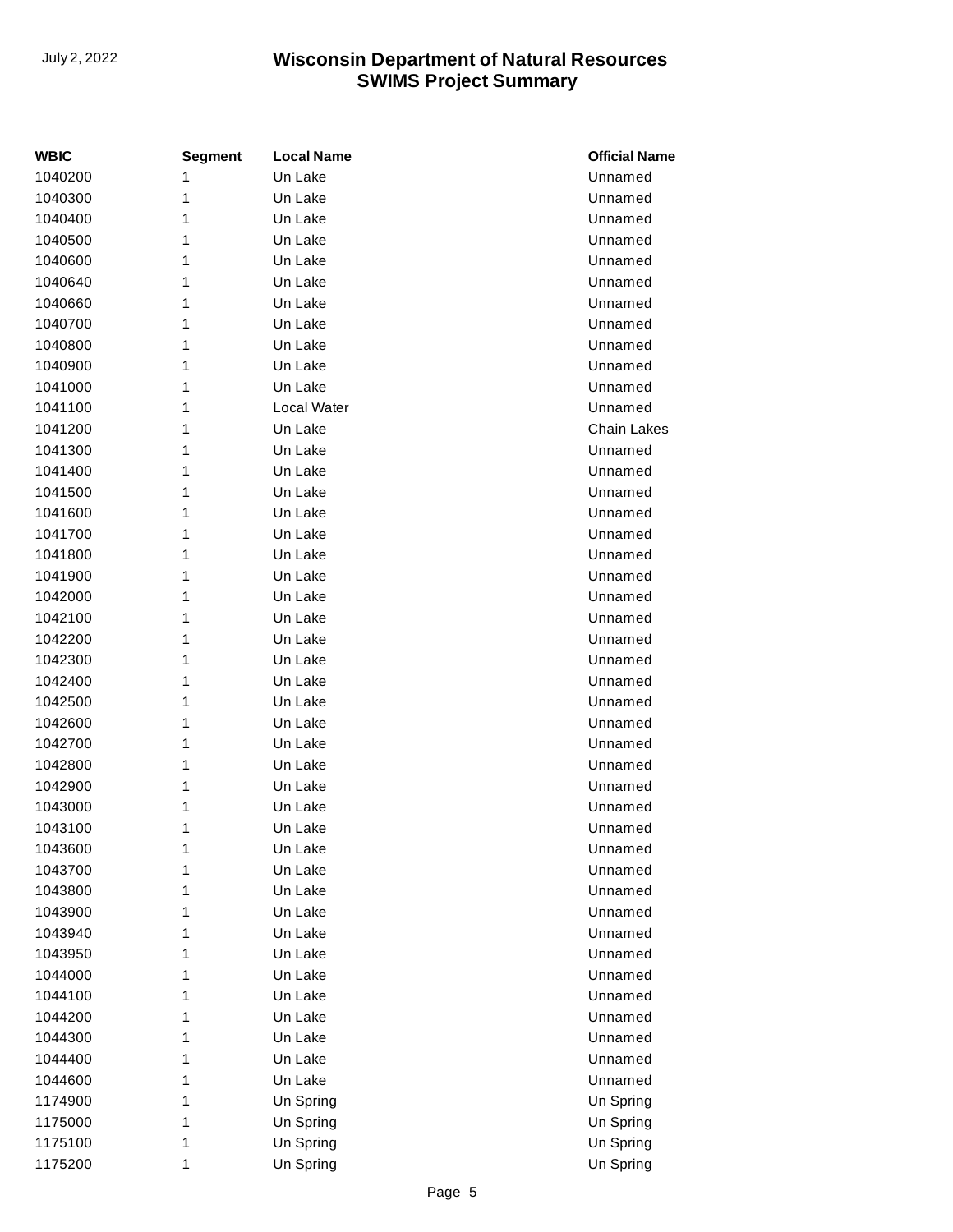| WBIC | Segment | Local Name | Official Name |
|---|---|---|---|
| 1040200 | 1 | Un Lake | Unnamed |
| 1040300 | 1 | Un Lake | Unnamed |
| 1040400 | 1 | Un Lake | Unnamed |
| 1040500 | 1 | Un Lake | Unnamed |
| 1040600 | 1 | Un Lake | Unnamed |
| 1040640 | 1 | Un Lake | Unnamed |
| 1040660 | 1 | Un Lake | Unnamed |
| 1040700 | 1 | Un Lake | Unnamed |
| 1040800 | 1 | Un Lake | Unnamed |
| 1040900 | 1 | Un Lake | Unnamed |
| 1041000 | 1 | Un Lake | Unnamed |
| 1041100 | 1 | Local Water | Unnamed |
| 1041200 | 1 | Un Lake | Chain Lakes |
| 1041300 | 1 | Un Lake | Unnamed |
| 1041400 | 1 | Un Lake | Unnamed |
| 1041500 | 1 | Un Lake | Unnamed |
| 1041600 | 1 | Un Lake | Unnamed |
| 1041700 | 1 | Un Lake | Unnamed |
| 1041800 | 1 | Un Lake | Unnamed |
| 1041900 | 1 | Un Lake | Unnamed |
| 1042000 | 1 | Un Lake | Unnamed |
| 1042100 | 1 | Un Lake | Unnamed |
| 1042200 | 1 | Un Lake | Unnamed |
| 1042300 | 1 | Un Lake | Unnamed |
| 1042400 | 1 | Un Lake | Unnamed |
| 1042500 | 1 | Un Lake | Unnamed |
| 1042600 | 1 | Un Lake | Unnamed |
| 1042700 | 1 | Un Lake | Unnamed |
| 1042800 | 1 | Un Lake | Unnamed |
| 1042900 | 1 | Un Lake | Unnamed |
| 1043000 | 1 | Un Lake | Unnamed |
| 1043100 | 1 | Un Lake | Unnamed |
| 1043600 | 1 | Un Lake | Unnamed |
| 1043700 | 1 | Un Lake | Unnamed |
| 1043800 | 1 | Un Lake | Unnamed |
| 1043900 | 1 | Un Lake | Unnamed |
| 1043940 | 1 | Un Lake | Unnamed |
| 1043950 | 1 | Un Lake | Unnamed |
| 1044000 | 1 | Un Lake | Unnamed |
| 1044100 | 1 | Un Lake | Unnamed |
| 1044200 | 1 | Un Lake | Unnamed |
| 1044300 | 1 | Un Lake | Unnamed |
| 1044400 | 1 | Un Lake | Unnamed |
| 1044600 | 1 | Un Lake | Unnamed |
| 1174900 | 1 | Un Spring | Un Spring |
| 1175000 | 1 | Un Spring | Un Spring |
| 1175100 | 1 | Un Spring | Un Spring |
| 1175200 | 1 | Un Spring | Un Spring |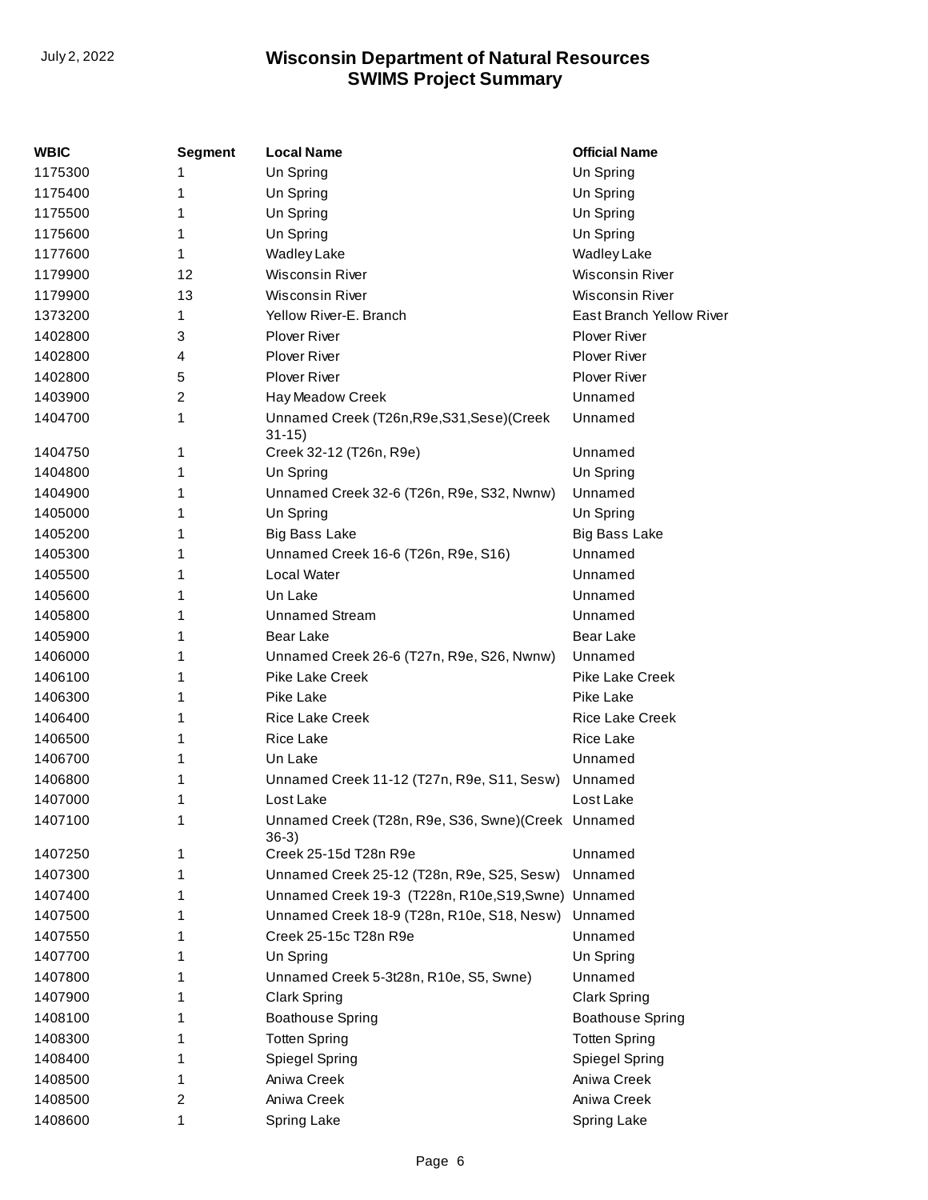| WBIC | Segment | Local Name | Official Name |
|---|---|---|---|
| 1175300 | 1 | Un Spring | Un Spring |
| 1175400 | 1 | Un Spring | Un Spring |
| 1175500 | 1 | Un Spring | Un Spring |
| 1175600 | 1 | Un Spring | Un Spring |
| 1177600 | 1 | Wadley Lake | Wadley Lake |
| 1179900 | 12 | Wisconsin River | Wisconsin River |
| 1179900 | 13 | Wisconsin River | Wisconsin River |
| 1373200 | 1 | Yellow River-E. Branch | East Branch Yellow River |
| 1402800 | 3 | Plover River | Plover River |
| 1402800 | 4 | Plover River | Plover River |
| 1402800 | 5 | Plover River | Plover River |
| 1403900 | 2 | Hay Meadow Creek | Unnamed |
| 1404700 | 1 | Unnamed Creek (T26n,R9e,S31,Sese)(Creek 31-15) | Unnamed |
| 1404750 | 1 | Creek 32-12 (T26n, R9e) | Unnamed |
| 1404800 | 1 | Un Spring | Un Spring |
| 1404900 | 1 | Unnamed Creek 32-6 (T26n, R9e, S32, Nwnw) | Unnamed |
| 1405000 | 1 | Un Spring | Un Spring |
| 1405200 | 1 | Big Bass Lake | Big Bass Lake |
| 1405300 | 1 | Unnamed Creek 16-6 (T26n, R9e, S16) | Unnamed |
| 1405500 | 1 | Local Water | Unnamed |
| 1405600 | 1 | Un Lake | Unnamed |
| 1405800 | 1 | Unnamed Stream | Unnamed |
| 1405900 | 1 | Bear Lake | Bear Lake |
| 1406000 | 1 | Unnamed Creek 26-6 (T27n, R9e, S26, Nwnw) | Unnamed |
| 1406100 | 1 | Pike Lake Creek | Pike Lake Creek |
| 1406300 | 1 | Pike Lake | Pike Lake |
| 1406400 | 1 | Rice Lake Creek | Rice Lake Creek |
| 1406500 | 1 | Rice Lake | Rice Lake |
| 1406700 | 1 | Un Lake | Unnamed |
| 1406800 | 1 | Unnamed Creek 11-12 (T27n, R9e, S11, Sesw) | Unnamed |
| 1407000 | 1 | Lost Lake | Lost Lake |
| 1407100 | 1 | Unnamed Creek (T28n, R9e, S36, Swne)(Creek 36-3) | Unnamed |
| 1407250 | 1 | Creek 25-15d T28n R9e | Unnamed |
| 1407300 | 1 | Unnamed Creek 25-12 (T28n, R9e, S25, Sesw) | Unnamed |
| 1407400 | 1 | Unnamed Creek 19-3 (T228n, R10e,S19,Swne) | Unnamed |
| 1407500 | 1 | Unnamed Creek 18-9 (T28n, R10e, S18, Nesw) | Unnamed |
| 1407550 | 1 | Creek 25-15c T28n R9e | Unnamed |
| 1407700 | 1 | Un Spring | Un Spring |
| 1407800 | 1 | Unnamed Creek 5-3t28n, R10e, S5, Swne) | Unnamed |
| 1407900 | 1 | Clark Spring | Clark Spring |
| 1408100 | 1 | Boathouse Spring | Boathouse Spring |
| 1408300 | 1 | Totten Spring | Totten Spring |
| 1408400 | 1 | Spiegel Spring | Spiegel Spring |
| 1408500 | 1 | Aniwa Creek | Aniwa Creek |
| 1408500 | 2 | Aniwa Creek | Aniwa Creek |
| 1408600 | 1 | Spring Lake | Spring Lake |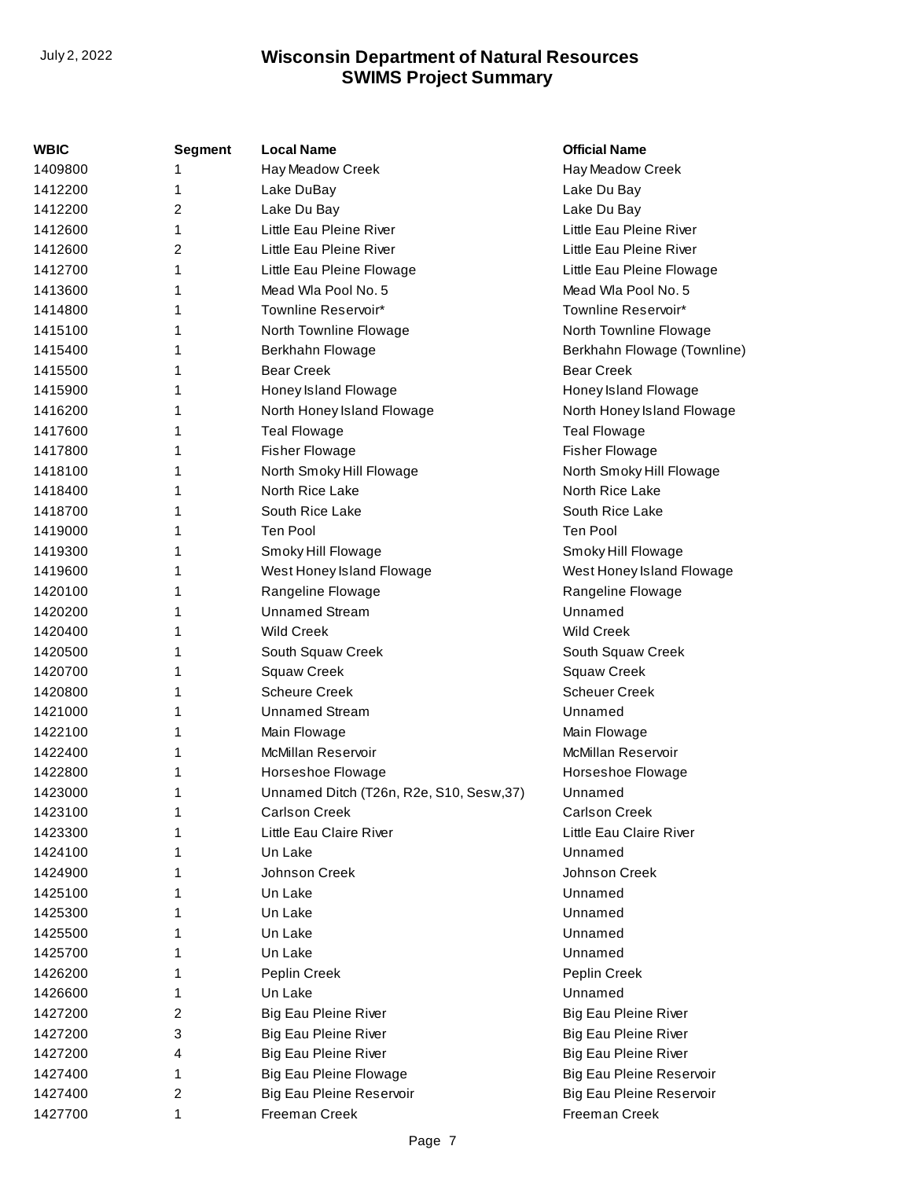| WBIC | Segment | Local Name | Official Name |
|---|---|---|---|
| 1409800 | 1 | Hay Meadow Creek | Hay Meadow Creek |
| 1412200 | 1 | Lake DuBay | Lake Du Bay |
| 1412200 | 2 | Lake Du Bay | Lake Du Bay |
| 1412600 | 1 | Little Eau Pleine River | Little Eau Pleine River |
| 1412600 | 2 | Little Eau Pleine River | Little Eau Pleine River |
| 1412700 | 1 | Little Eau Pleine Flowage | Little Eau Pleine Flowage |
| 1413600 | 1 | Mead Wla Pool No. 5 | Mead Wla Pool No. 5 |
| 1414800 | 1 | Townline Reservoir* | Townline Reservoir* |
| 1415100 | 1 | North Townline Flowage | North Townline Flowage |
| 1415400 | 1 | Berkhahn Flowage | Berkhahn Flowage (Townline) |
| 1415500 | 1 | Bear Creek | Bear Creek |
| 1415900 | 1 | Honey Island Flowage | Honey Island Flowage |
| 1416200 | 1 | North Honey Island Flowage | North Honey Island Flowage |
| 1417600 | 1 | Teal Flowage | Teal Flowage |
| 1417800 | 1 | Fisher Flowage | Fisher Flowage |
| 1418100 | 1 | North Smoky Hill Flowage | North Smoky Hill Flowage |
| 1418400 | 1 | North Rice Lake | North Rice Lake |
| 1418700 | 1 | South Rice Lake | South Rice Lake |
| 1419000 | 1 | Ten Pool | Ten Pool |
| 1419300 | 1 | Smoky Hill Flowage | Smoky Hill Flowage |
| 1419600 | 1 | West Honey Island Flowage | West Honey Island Flowage |
| 1420100 | 1 | Rangeline Flowage | Rangeline Flowage |
| 1420200 | 1 | Unnamed Stream | Unnamed |
| 1420400 | 1 | Wild Creek | Wild Creek |
| 1420500 | 1 | South Squaw Creek | South Squaw Creek |
| 1420700 | 1 | Squaw Creek | Squaw Creek |
| 1420800 | 1 | Scheure Creek | Scheuer Creek |
| 1421000 | 1 | Unnamed Stream | Unnamed |
| 1422100 | 1 | Main Flowage | Main Flowage |
| 1422400 | 1 | McMillan Reservoir | McMillan Reservoir |
| 1422800 | 1 | Horseshoe Flowage | Horseshoe Flowage |
| 1423000 | 1 | Unnamed Ditch (T26n, R2e, S10, Sesw,37) | Unnamed |
| 1423100 | 1 | Carlson Creek | Carlson Creek |
| 1423300 | 1 | Little Eau Claire River | Little Eau Claire River |
| 1424100 | 1 | Un Lake | Unnamed |
| 1424900 | 1 | Johnson Creek | Johnson Creek |
| 1425100 | 1 | Un Lake | Unnamed |
| 1425300 | 1 | Un Lake | Unnamed |
| 1425500 | 1 | Un Lake | Unnamed |
| 1425700 | 1 | Un Lake | Unnamed |
| 1426200 | 1 | Peplin Creek | Peplin Creek |
| 1426600 | 1 | Un Lake | Unnamed |
| 1427200 | 2 | Big Eau Pleine River | Big Eau Pleine River |
| 1427200 | 3 | Big Eau Pleine River | Big Eau Pleine River |
| 1427200 | 4 | Big Eau Pleine River | Big Eau Pleine River |
| 1427400 | 1 | Big Eau Pleine Flowage | Big Eau Pleine Reservoir |
| 1427400 | 2 | Big Eau Pleine Reservoir | Big Eau Pleine Reservoir |
| 1427700 | 1 | Freeman Creek | Freeman Creek |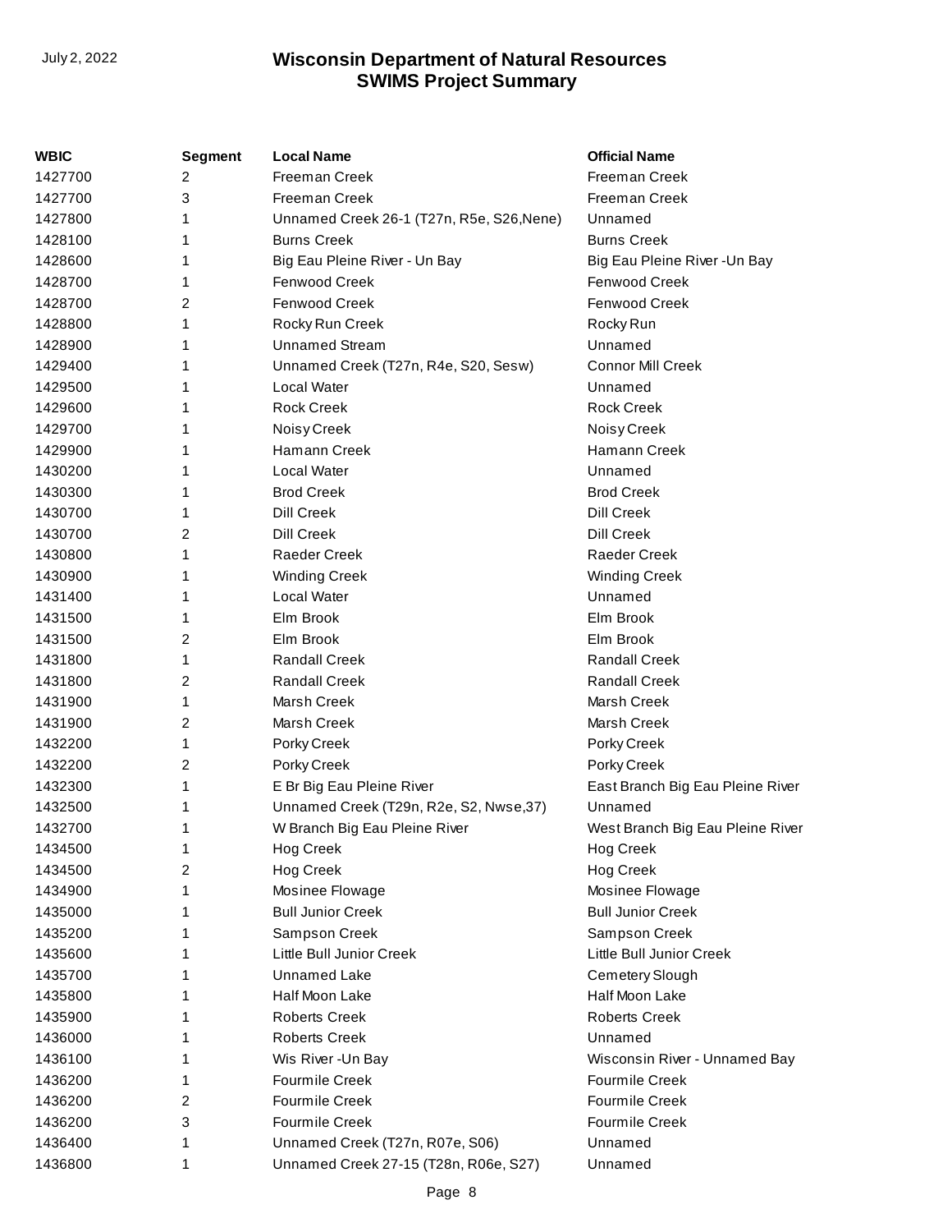| WBIC | Segment | Local Name | Official Name |
|---|---|---|---|
| 1427700 | 2 | Freeman Creek | Freeman Creek |
| 1427700 | 3 | Freeman Creek | Freeman Creek |
| 1427800 | 1 | Unnamed Creek 26-1 (T27n, R5e, S26,Nene) | Unnamed |
| 1428100 | 1 | Burns Creek | Burns Creek |
| 1428600 | 1 | Big Eau Pleine River - Un Bay | Big Eau Pleine River -Un Bay |
| 1428700 | 1 | Fenwood Creek | Fenwood Creek |
| 1428700 | 2 | Fenwood Creek | Fenwood Creek |
| 1428800 | 1 | Rocky Run Creek | Rocky Run |
| 1428900 | 1 | Unnamed Stream | Unnamed |
| 1429400 | 1 | Unnamed Creek (T27n, R4e, S20, Sesw) | Connor Mill Creek |
| 1429500 | 1 | Local Water | Unnamed |
| 1429600 | 1 | Rock Creek | Rock Creek |
| 1429700 | 1 | Noisy Creek | Noisy Creek |
| 1429900 | 1 | Hamann Creek | Hamann Creek |
| 1430200 | 1 | Local Water | Unnamed |
| 1430300 | 1 | Brod Creek | Brod Creek |
| 1430700 | 1 | Dill Creek | Dill Creek |
| 1430700 | 2 | Dill Creek | Dill Creek |
| 1430800 | 1 | Raeder Creek | Raeder Creek |
| 1430900 | 1 | Winding Creek | Winding Creek |
| 1431400 | 1 | Local Water | Unnamed |
| 1431500 | 1 | Elm Brook | Elm Brook |
| 1431500 | 2 | Elm Brook | Elm Brook |
| 1431800 | 1 | Randall Creek | Randall Creek |
| 1431800 | 2 | Randall Creek | Randall Creek |
| 1431900 | 1 | Marsh Creek | Marsh Creek |
| 1431900 | 2 | Marsh Creek | Marsh Creek |
| 1432200 | 1 | Porky Creek | Porky Creek |
| 1432200 | 2 | Porky Creek | Porky Creek |
| 1432300 | 1 | E Br Big Eau Pleine River | East Branch Big Eau Pleine River |
| 1432500 | 1 | Unnamed Creek (T29n, R2e, S2, Nwse,37) | Unnamed |
| 1432700 | 1 | W Branch Big Eau Pleine River | West Branch Big Eau Pleine River |
| 1434500 | 1 | Hog Creek | Hog Creek |
| 1434500 | 2 | Hog Creek | Hog Creek |
| 1434900 | 1 | Mosinee Flowage | Mosinee Flowage |
| 1435000 | 1 | Bull Junior Creek | Bull Junior Creek |
| 1435200 | 1 | Sampson Creek | Sampson Creek |
| 1435600 | 1 | Little Bull Junior Creek | Little Bull Junior Creek |
| 1435700 | 1 | Unnamed Lake | Cemetery Slough |
| 1435800 | 1 | Half Moon Lake | Half Moon Lake |
| 1435900 | 1 | Roberts Creek | Roberts Creek |
| 1436000 | 1 | Roberts Creek | Unnamed |
| 1436100 | 1 | Wis River -Un Bay | Wisconsin River - Unnamed Bay |
| 1436200 | 1 | Fourmile Creek | Fourmile Creek |
| 1436200 | 2 | Fourmile Creek | Fourmile Creek |
| 1436200 | 3 | Fourmile Creek | Fourmile Creek |
| 1436400 | 1 | Unnamed Creek (T27n, R07e, S06) | Unnamed |
| 1436800 | 1 | Unnamed Creek 27-15 (T28n, R06e, S27) | Unnamed |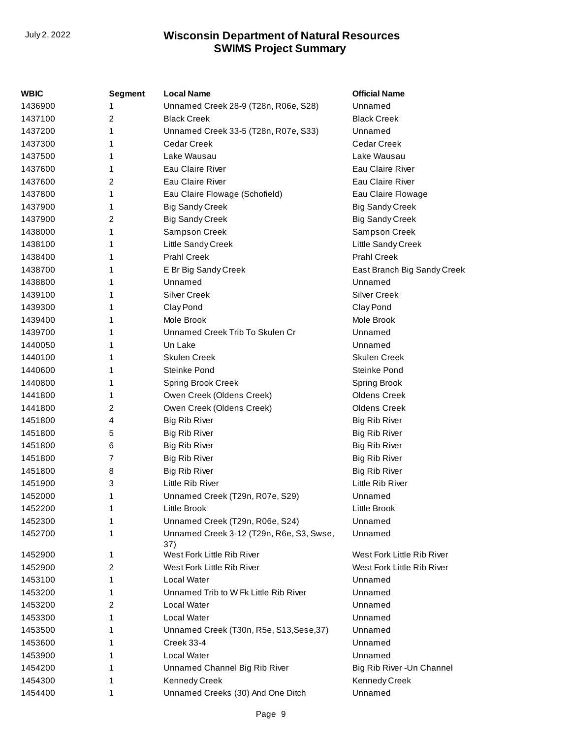| WBIC | Segment | Local Name | Official Name |
| --- | --- | --- | --- |
| 1436900 | 1 | Unnamed Creek 28-9 (T28n, R06e, S28) | Unnamed |
| 1437100 | 2 | Black Creek | Black Creek |
| 1437200 | 1 | Unnamed Creek 33-5 (T28n, R07e, S33) | Unnamed |
| 1437300 | 1 | Cedar Creek | Cedar Creek |
| 1437500 | 1 | Lake Wausau | Lake Wausau |
| 1437600 | 1 | Eau Claire River | Eau Claire River |
| 1437600 | 2 | Eau Claire River | Eau Claire River |
| 1437800 | 1 | Eau Claire Flowage (Schofield) | Eau Claire Flowage |
| 1437900 | 1 | Big Sandy Creek | Big Sandy Creek |
| 1437900 | 2 | Big Sandy Creek | Big Sandy Creek |
| 1438000 | 1 | Sampson Creek | Sampson Creek |
| 1438100 | 1 | Little Sandy Creek | Little Sandy Creek |
| 1438400 | 1 | Prahl Creek | Prahl Creek |
| 1438700 | 1 | E Br Big Sandy Creek | East Branch Big Sandy Creek |
| 1438800 | 1 | Unnamed | Unnamed |
| 1439100 | 1 | Silver Creek | Silver Creek |
| 1439300 | 1 | Clay Pond | Clay Pond |
| 1439400 | 1 | Mole Brook | Mole Brook |
| 1439700 | 1 | Unnamed Creek Trib To Skulen Cr | Unnamed |
| 1440050 | 1 | Un Lake | Unnamed |
| 1440100 | 1 | Skulen Creek | Skulen Creek |
| 1440600 | 1 | Steinke Pond | Steinke Pond |
| 1440800 | 1 | Spring Brook Creek | Spring Brook |
| 1441800 | 1 | Owen Creek (Oldens Creek) | Oldens Creek |
| 1441800 | 2 | Owen Creek (Oldens Creek) | Oldens Creek |
| 1451800 | 4 | Big Rib River | Big Rib River |
| 1451800 | 5 | Big Rib River | Big Rib River |
| 1451800 | 6 | Big Rib River | Big Rib River |
| 1451800 | 7 | Big Rib River | Big Rib River |
| 1451800 | 8 | Big Rib River | Big Rib River |
| 1451900 | 3 | Little Rib River | Little Rib River |
| 1452000 | 1 | Unnamed Creek (T29n, R07e, S29) | Unnamed |
| 1452200 | 1 | Little Brook | Little Brook |
| 1452300 | 1 | Unnamed Creek (T29n, R06e, S24) | Unnamed |
| 1452700 | 1 | Unnamed Creek 3-12 (T29n, R6e, S3, Swse, 37) | Unnamed |
| 1452900 | 1 | West Fork Little Rib River | West Fork Little Rib River |
| 1452900 | 2 | West Fork Little Rib River | West Fork Little Rib River |
| 1453100 | 1 | Local Water | Unnamed |
| 1453200 | 1 | Unnamed Trib to W Fk Little Rib River | Unnamed |
| 1453200 | 2 | Local Water | Unnamed |
| 1453300 | 1 | Local Water | Unnamed |
| 1453500 | 1 | Unnamed Creek (T30n, R5e, S13,Sese,37) | Unnamed |
| 1453600 | 1 | Creek 33-4 | Unnamed |
| 1453900 | 1 | Local Water | Unnamed |
| 1454200 | 1 | Unnamed Channel Big Rib River | Big Rib River -Un Channel |
| 1454300 | 1 | Kennedy Creek | Kennedy Creek |
| 1454400 | 1 | Unnamed Creeks (30) And One Ditch | Unnamed |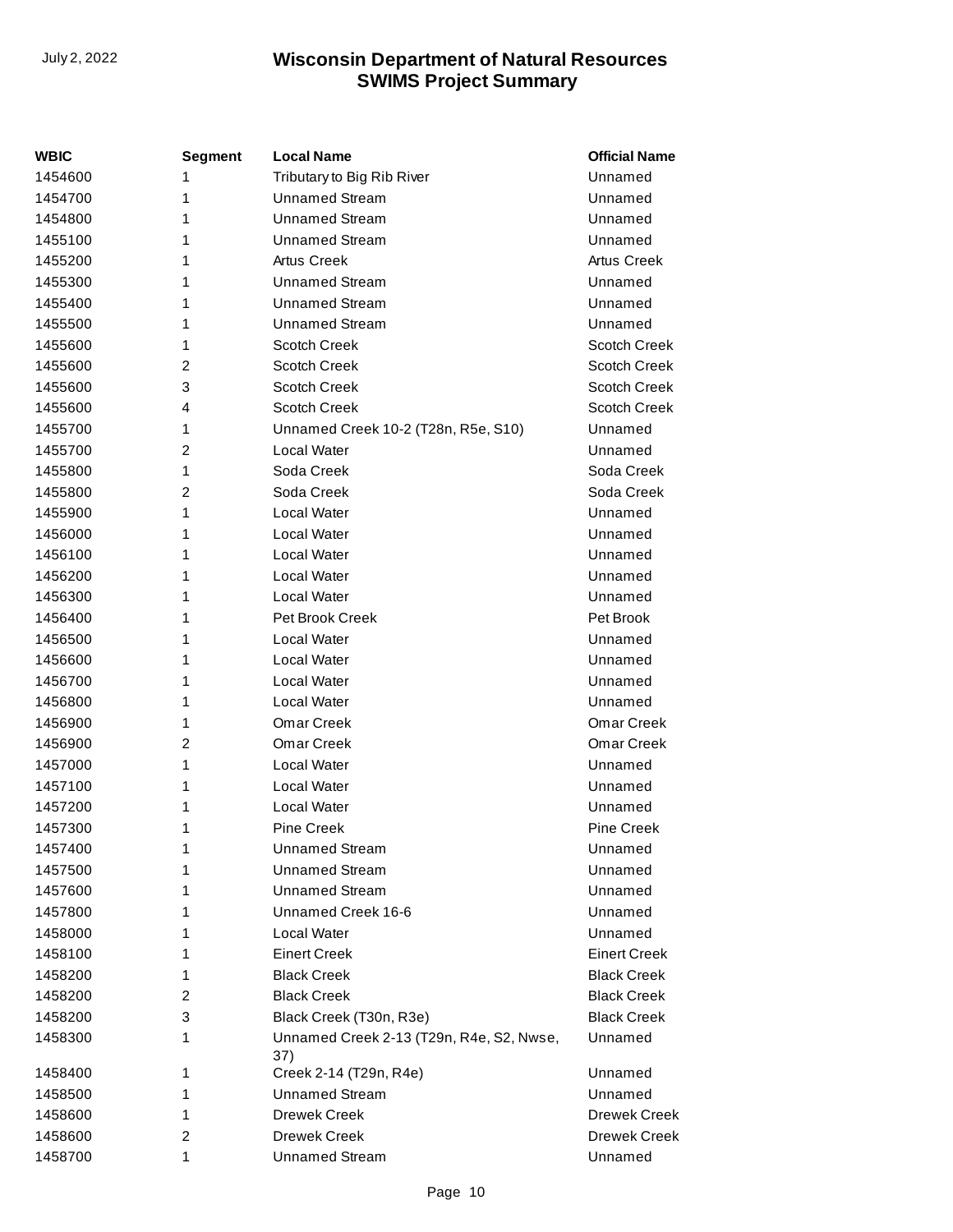| WBIC | Segment | Local Name | Official Name |
| --- | --- | --- | --- |
| 1454600 | 1 | Tributary to Big Rib River | Unnamed |
| 1454700 | 1 | Unnamed Stream | Unnamed |
| 1454800 | 1 | Unnamed Stream | Unnamed |
| 1455100 | 1 | Unnamed Stream | Unnamed |
| 1455200 | 1 | Artus Creek | Artus Creek |
| 1455300 | 1 | Unnamed Stream | Unnamed |
| 1455400 | 1 | Unnamed Stream | Unnamed |
| 1455500 | 1 | Unnamed Stream | Unnamed |
| 1455600 | 1 | Scotch Creek | Scotch Creek |
| 1455600 | 2 | Scotch Creek | Scotch Creek |
| 1455600 | 3 | Scotch Creek | Scotch Creek |
| 1455600 | 4 | Scotch Creek | Scotch Creek |
| 1455700 | 1 | Unnamed Creek 10-2 (T28n, R5e, S10) | Unnamed |
| 1455700 | 2 | Local Water | Unnamed |
| 1455800 | 1 | Soda Creek | Soda Creek |
| 1455800 | 2 | Soda Creek | Soda Creek |
| 1455900 | 1 | Local Water | Unnamed |
| 1456000 | 1 | Local Water | Unnamed |
| 1456100 | 1 | Local Water | Unnamed |
| 1456200 | 1 | Local Water | Unnamed |
| 1456300 | 1 | Local Water | Unnamed |
| 1456400 | 1 | Pet Brook Creek | Pet Brook |
| 1456500 | 1 | Local Water | Unnamed |
| 1456600 | 1 | Local Water | Unnamed |
| 1456700 | 1 | Local Water | Unnamed |
| 1456800 | 1 | Local Water | Unnamed |
| 1456900 | 1 | Omar Creek | Omar Creek |
| 1456900 | 2 | Omar Creek | Omar Creek |
| 1457000 | 1 | Local Water | Unnamed |
| 1457100 | 1 | Local Water | Unnamed |
| 1457200 | 1 | Local Water | Unnamed |
| 1457300 | 1 | Pine Creek | Pine Creek |
| 1457400 | 1 | Unnamed Stream | Unnamed |
| 1457500 | 1 | Unnamed Stream | Unnamed |
| 1457600 | 1 | Unnamed Stream | Unnamed |
| 1457800 | 1 | Unnamed Creek 16-6 | Unnamed |
| 1458000 | 1 | Local Water | Unnamed |
| 1458100 | 1 | Einert Creek | Einert Creek |
| 1458200 | 1 | Black Creek | Black Creek |
| 1458200 | 2 | Black Creek | Black Creek |
| 1458200 | 3 | Black Creek (T30n, R3e) | Black Creek |
| 1458300 | 1 | Unnamed Creek 2-13 (T29n, R4e, S2, Nwse, 37) | Unnamed |
| 1458400 | 1 | Creek 2-14 (T29n, R4e) | Unnamed |
| 1458500 | 1 | Unnamed Stream | Unnamed |
| 1458600 | 1 | Drewek Creek | Drewek Creek |
| 1458600 | 2 | Drewek Creek | Drewek Creek |
| 1458700 | 1 | Unnamed Stream | Unnamed |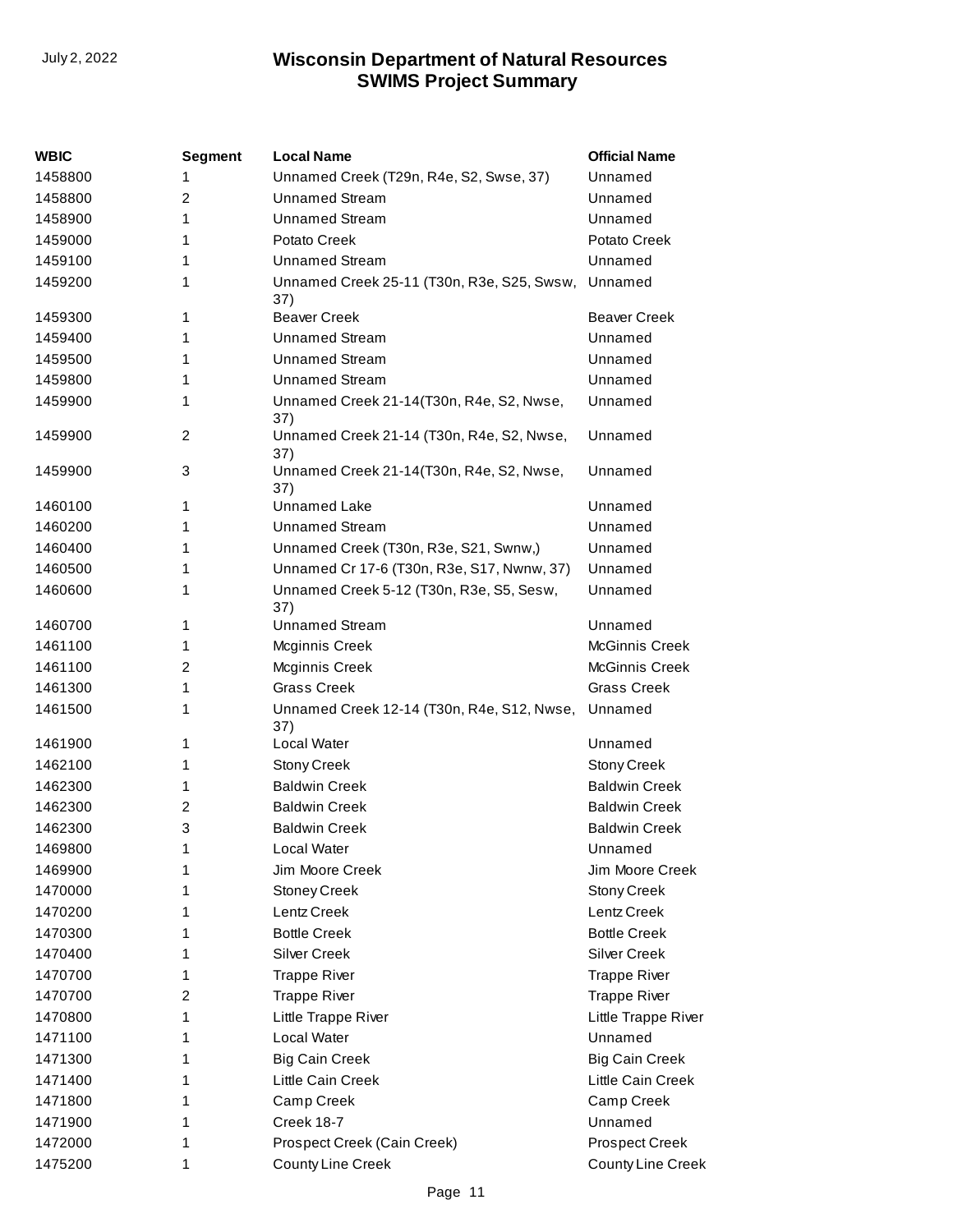| WBIC | Segment | Local Name | Official Name |
|---|---|---|---|
| 1458800 | 1 | Unnamed Creek (T29n, R4e, S2, Swse, 37) | Unnamed |
| 1458800 | 2 | Unnamed Stream | Unnamed |
| 1458900 | 1 | Unnamed Stream | Unnamed |
| 1459000 | 1 | Potato Creek | Potato Creek |
| 1459100 | 1 | Unnamed Stream | Unnamed |
| 1459200 | 1 | Unnamed Creek 25-11 (T30n, R3e, S25, Swsw, 37) | Unnamed |
| 1459300 | 1 | Beaver Creek | Beaver Creek |
| 1459400 | 1 | Unnamed Stream | Unnamed |
| 1459500 | 1 | Unnamed Stream | Unnamed |
| 1459800 | 1 | Unnamed Stream | Unnamed |
| 1459900 | 1 | Unnamed Creek 21-14(T30n, R4e, S2, Nwse, 37) | Unnamed |
| 1459900 | 2 | Unnamed Creek 21-14 (T30n, R4e, S2, Nwse, 37) | Unnamed |
| 1459900 | 3 | Unnamed Creek 21-14(T30n, R4e, S2, Nwse, 37) | Unnamed |
| 1460100 | 1 | Unnamed Lake | Unnamed |
| 1460200 | 1 | Unnamed Stream | Unnamed |
| 1460400 | 1 | Unnamed Creek (T30n, R3e, S21, Swnw,) | Unnamed |
| 1460500 | 1 | Unnamed Cr 17-6 (T30n, R3e, S17, Nwnw, 37) | Unnamed |
| 1460600 | 1 | Unnamed Creek 5-12 (T30n, R3e, S5, Sesw, 37) | Unnamed |
| 1460700 | 1 | Unnamed Stream | Unnamed |
| 1461100 | 1 | Mcginnis Creek | McGinnis Creek |
| 1461100 | 2 | Mcginnis Creek | McGinnis Creek |
| 1461300 | 1 | Grass Creek | Grass Creek |
| 1461500 | 1 | Unnamed Creek 12-14 (T30n, R4e, S12, Nwse, 37) | Unnamed |
| 1461900 | 1 | Local Water | Unnamed |
| 1462100 | 1 | Stony Creek | Stony Creek |
| 1462300 | 1 | Baldwin Creek | Baldwin Creek |
| 1462300 | 2 | Baldwin Creek | Baldwin Creek |
| 1462300 | 3 | Baldwin Creek | Baldwin Creek |
| 1469800 | 1 | Local Water | Unnamed |
| 1469900 | 1 | Jim Moore Creek | Jim Moore Creek |
| 1470000 | 1 | Stoney Creek | Stony Creek |
| 1470200 | 1 | Lentz Creek | Lentz Creek |
| 1470300 | 1 | Bottle Creek | Bottle Creek |
| 1470400 | 1 | Silver Creek | Silver Creek |
| 1470700 | 1 | Trappe River | Trappe River |
| 1470700 | 2 | Trappe River | Trappe River |
| 1470800 | 1 | Little Trappe River | Little Trappe River |
| 1471100 | 1 | Local Water | Unnamed |
| 1471300 | 1 | Big Cain Creek | Big Cain Creek |
| 1471400 | 1 | Little Cain Creek | Little Cain Creek |
| 1471800 | 1 | Camp Creek | Camp Creek |
| 1471900 | 1 | Creek 18-7 | Unnamed |
| 1472000 | 1 | Prospect Creek (Cain Creek) | Prospect Creek |
| 1475200 | 1 | County Line Creek | County Line Creek |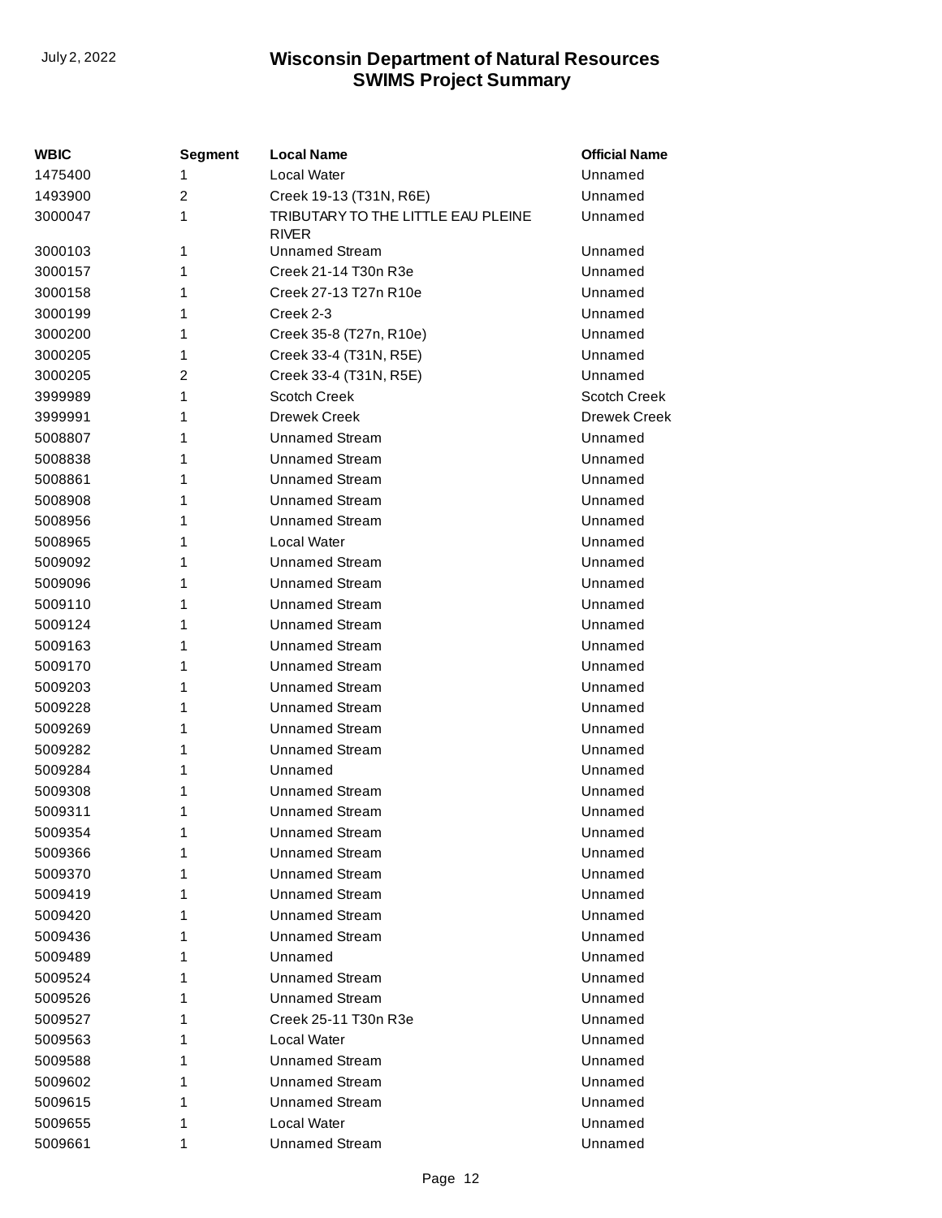| WBIC | Segment | Local Name | Official Name |
|---|---|---|---|
| 1475400 | 1 | Local Water | Unnamed |
| 1493900 | 2 | Creek 19-13 (T31N, R6E) | Unnamed |
| 3000047 | 1 | TRIBUTARY TO THE LITTLE EAU PLEINE RIVER | Unnamed |
| 3000103 | 1 | Unnamed Stream | Unnamed |
| 3000157 | 1 | Creek 21-14 T30n R3e | Unnamed |
| 3000158 | 1 | Creek 27-13 T27n R10e | Unnamed |
| 3000199 | 1 | Creek 2-3 | Unnamed |
| 3000200 | 1 | Creek 35-8 (T27n, R10e) | Unnamed |
| 3000205 | 1 | Creek 33-4 (T31N, R5E) | Unnamed |
| 3000205 | 2 | Creek 33-4 (T31N, R5E) | Unnamed |
| 3999989 | 1 | Scotch Creek | Scotch Creek |
| 3999991 | 1 | Drewek Creek | Drewek Creek |
| 5008807 | 1 | Unnamed Stream | Unnamed |
| 5008838 | 1 | Unnamed Stream | Unnamed |
| 5008861 | 1 | Unnamed Stream | Unnamed |
| 5008908 | 1 | Unnamed Stream | Unnamed |
| 5008956 | 1 | Unnamed Stream | Unnamed |
| 5008965 | 1 | Local Water | Unnamed |
| 5009092 | 1 | Unnamed Stream | Unnamed |
| 5009096 | 1 | Unnamed Stream | Unnamed |
| 5009110 | 1 | Unnamed Stream | Unnamed |
| 5009124 | 1 | Unnamed Stream | Unnamed |
| 5009163 | 1 | Unnamed Stream | Unnamed |
| 5009170 | 1 | Unnamed Stream | Unnamed |
| 5009203 | 1 | Unnamed Stream | Unnamed |
| 5009228 | 1 | Unnamed Stream | Unnamed |
| 5009269 | 1 | Unnamed Stream | Unnamed |
| 5009282 | 1 | Unnamed Stream | Unnamed |
| 5009284 | 1 | Unnamed | Unnamed |
| 5009308 | 1 | Unnamed Stream | Unnamed |
| 5009311 | 1 | Unnamed Stream | Unnamed |
| 5009354 | 1 | Unnamed Stream | Unnamed |
| 5009366 | 1 | Unnamed Stream | Unnamed |
| 5009370 | 1 | Unnamed Stream | Unnamed |
| 5009419 | 1 | Unnamed Stream | Unnamed |
| 5009420 | 1 | Unnamed Stream | Unnamed |
| 5009436 | 1 | Unnamed Stream | Unnamed |
| 5009489 | 1 | Unnamed | Unnamed |
| 5009524 | 1 | Unnamed Stream | Unnamed |
| 5009526 | 1 | Unnamed Stream | Unnamed |
| 5009527 | 1 | Creek 25-11 T30n R3e | Unnamed |
| 5009563 | 1 | Local Water | Unnamed |
| 5009588 | 1 | Unnamed Stream | Unnamed |
| 5009602 | 1 | Unnamed Stream | Unnamed |
| 5009615 | 1 | Unnamed Stream | Unnamed |
| 5009655 | 1 | Local Water | Unnamed |
| 5009661 | 1 | Unnamed Stream | Unnamed |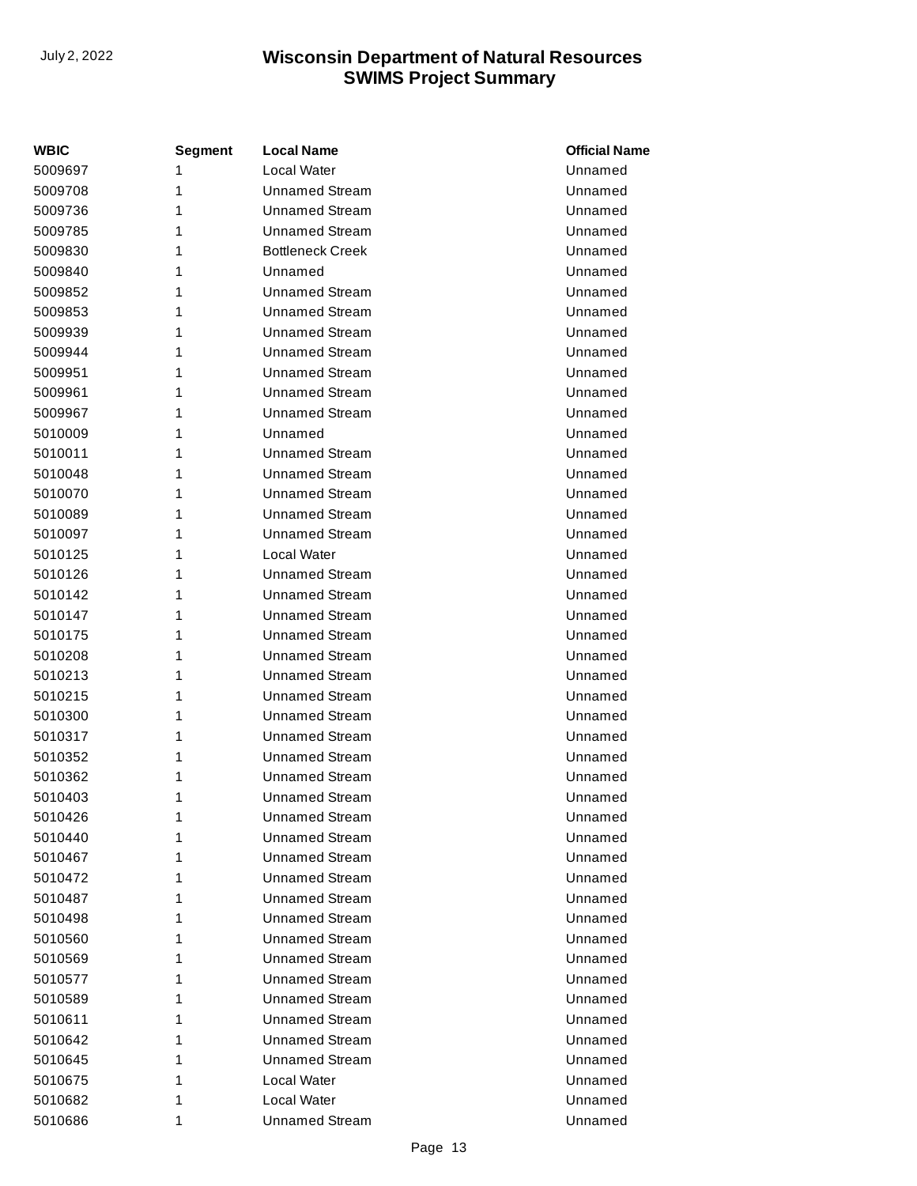| WBIC | Segment | Local Name | Official Name |
|---|---|---|---|
| 5009697 | 1 | Local Water | Unnamed |
| 5009708 | 1 | Unnamed Stream | Unnamed |
| 5009736 | 1 | Unnamed Stream | Unnamed |
| 5009785 | 1 | Unnamed Stream | Unnamed |
| 5009830 | 1 | Bottleneck Creek | Unnamed |
| 5009840 | 1 | Unnamed | Unnamed |
| 5009852 | 1 | Unnamed Stream | Unnamed |
| 5009853 | 1 | Unnamed Stream | Unnamed |
| 5009939 | 1 | Unnamed Stream | Unnamed |
| 5009944 | 1 | Unnamed Stream | Unnamed |
| 5009951 | 1 | Unnamed Stream | Unnamed |
| 5009961 | 1 | Unnamed Stream | Unnamed |
| 5009967 | 1 | Unnamed Stream | Unnamed |
| 5010009 | 1 | Unnamed | Unnamed |
| 5010011 | 1 | Unnamed Stream | Unnamed |
| 5010048 | 1 | Unnamed Stream | Unnamed |
| 5010070 | 1 | Unnamed Stream | Unnamed |
| 5010089 | 1 | Unnamed Stream | Unnamed |
| 5010097 | 1 | Unnamed Stream | Unnamed |
| 5010125 | 1 | Local Water | Unnamed |
| 5010126 | 1 | Unnamed Stream | Unnamed |
| 5010142 | 1 | Unnamed Stream | Unnamed |
| 5010147 | 1 | Unnamed Stream | Unnamed |
| 5010175 | 1 | Unnamed Stream | Unnamed |
| 5010208 | 1 | Unnamed Stream | Unnamed |
| 5010213 | 1 | Unnamed Stream | Unnamed |
| 5010215 | 1 | Unnamed Stream | Unnamed |
| 5010300 | 1 | Unnamed Stream | Unnamed |
| 5010317 | 1 | Unnamed Stream | Unnamed |
| 5010352 | 1 | Unnamed Stream | Unnamed |
| 5010362 | 1 | Unnamed Stream | Unnamed |
| 5010403 | 1 | Unnamed Stream | Unnamed |
| 5010426 | 1 | Unnamed Stream | Unnamed |
| 5010440 | 1 | Unnamed Stream | Unnamed |
| 5010467 | 1 | Unnamed Stream | Unnamed |
| 5010472 | 1 | Unnamed Stream | Unnamed |
| 5010487 | 1 | Unnamed Stream | Unnamed |
| 5010498 | 1 | Unnamed Stream | Unnamed |
| 5010560 | 1 | Unnamed Stream | Unnamed |
| 5010569 | 1 | Unnamed Stream | Unnamed |
| 5010577 | 1 | Unnamed Stream | Unnamed |
| 5010589 | 1 | Unnamed Stream | Unnamed |
| 5010611 | 1 | Unnamed Stream | Unnamed |
| 5010642 | 1 | Unnamed Stream | Unnamed |
| 5010645 | 1 | Unnamed Stream | Unnamed |
| 5010675 | 1 | Local Water | Unnamed |
| 5010682 | 1 | Local Water | Unnamed |
| 5010686 | 1 | Unnamed Stream | Unnamed |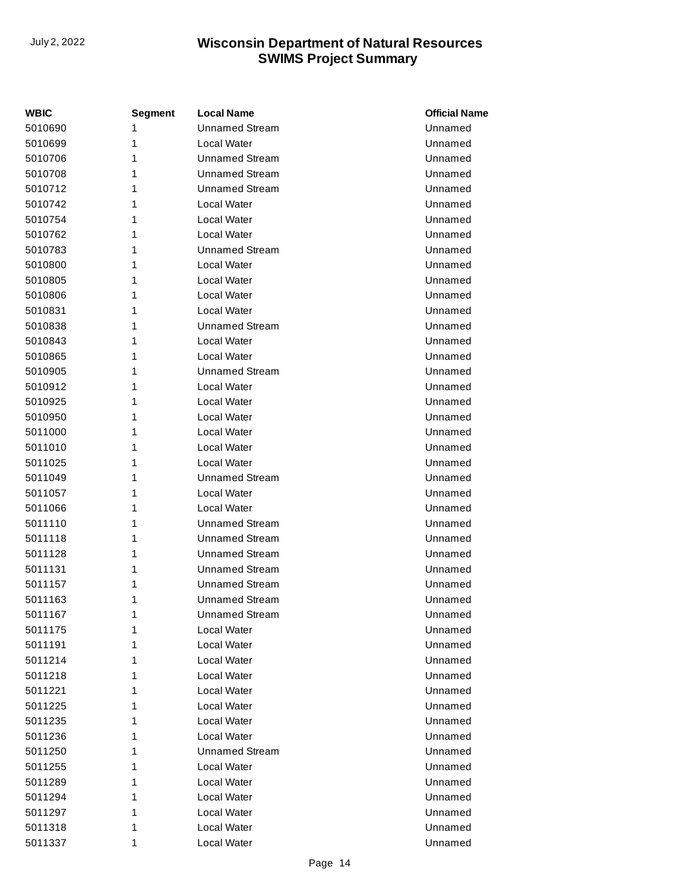| WBIC | Segment | Local Name | Official Name |
|---|---|---|---|
| 5010690 | 1 | Unnamed Stream | Unnamed |
| 5010699 | 1 | Local Water | Unnamed |
| 5010706 | 1 | Unnamed Stream | Unnamed |
| 5010708 | 1 | Unnamed Stream | Unnamed |
| 5010712 | 1 | Unnamed Stream | Unnamed |
| 5010742 | 1 | Local Water | Unnamed |
| 5010754 | 1 | Local Water | Unnamed |
| 5010762 | 1 | Local Water | Unnamed |
| 5010783 | 1 | Unnamed Stream | Unnamed |
| 5010800 | 1 | Local Water | Unnamed |
| 5010805 | 1 | Local Water | Unnamed |
| 5010806 | 1 | Local Water | Unnamed |
| 5010831 | 1 | Local Water | Unnamed |
| 5010838 | 1 | Unnamed Stream | Unnamed |
| 5010843 | 1 | Local Water | Unnamed |
| 5010865 | 1 | Local Water | Unnamed |
| 5010905 | 1 | Unnamed Stream | Unnamed |
| 5010912 | 1 | Local Water | Unnamed |
| 5010925 | 1 | Local Water | Unnamed |
| 5010950 | 1 | Local Water | Unnamed |
| 5011000 | 1 | Local Water | Unnamed |
| 5011010 | 1 | Local Water | Unnamed |
| 5011025 | 1 | Local Water | Unnamed |
| 5011049 | 1 | Unnamed Stream | Unnamed |
| 5011057 | 1 | Local Water | Unnamed |
| 5011066 | 1 | Local Water | Unnamed |
| 5011110 | 1 | Unnamed Stream | Unnamed |
| 5011118 | 1 | Unnamed Stream | Unnamed |
| 5011128 | 1 | Unnamed Stream | Unnamed |
| 5011131 | 1 | Unnamed Stream | Unnamed |
| 5011157 | 1 | Unnamed Stream | Unnamed |
| 5011163 | 1 | Unnamed Stream | Unnamed |
| 5011167 | 1 | Unnamed Stream | Unnamed |
| 5011175 | 1 | Local Water | Unnamed |
| 5011191 | 1 | Local Water | Unnamed |
| 5011214 | 1 | Local Water | Unnamed |
| 5011218 | 1 | Local Water | Unnamed |
| 5011221 | 1 | Local Water | Unnamed |
| 5011225 | 1 | Local Water | Unnamed |
| 5011235 | 1 | Local Water | Unnamed |
| 5011236 | 1 | Local Water | Unnamed |
| 5011250 | 1 | Unnamed Stream | Unnamed |
| 5011255 | 1 | Local Water | Unnamed |
| 5011289 | 1 | Local Water | Unnamed |
| 5011294 | 1 | Local Water | Unnamed |
| 5011297 | 1 | Local Water | Unnamed |
| 5011318 | 1 | Local Water | Unnamed |
| 5011337 | 1 | Local Water | Unnamed |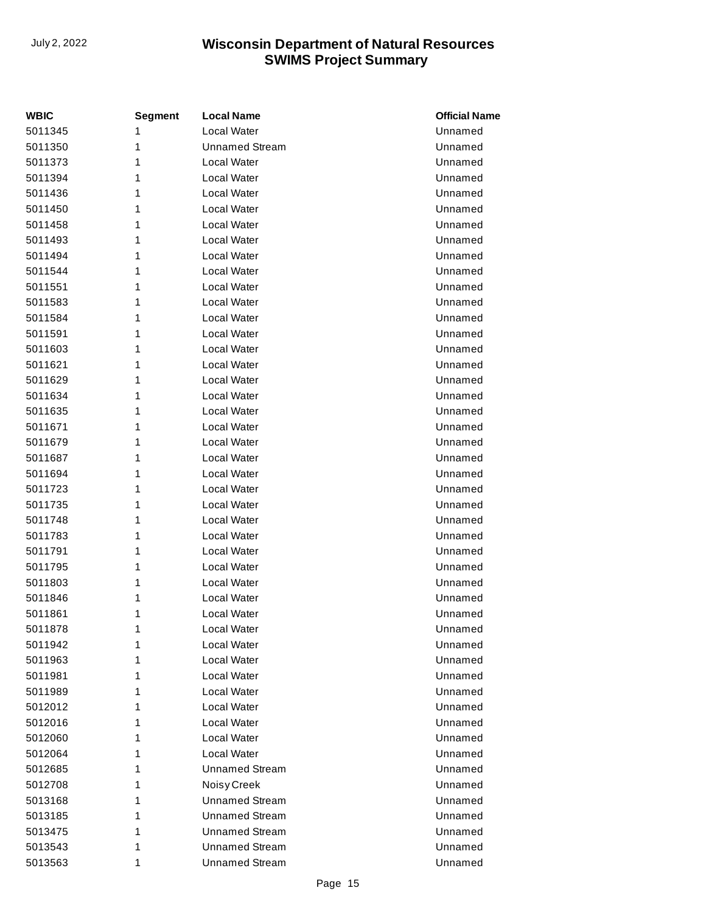| WBIC | Segment | Local Name | Official Name |
|---|---|---|---|
| 5011345 | 1 | Local Water | Unnamed |
| 5011350 | 1 | Unnamed Stream | Unnamed |
| 5011373 | 1 | Local Water | Unnamed |
| 5011394 | 1 | Local Water | Unnamed |
| 5011436 | 1 | Local Water | Unnamed |
| 5011450 | 1 | Local Water | Unnamed |
| 5011458 | 1 | Local Water | Unnamed |
| 5011493 | 1 | Local Water | Unnamed |
| 5011494 | 1 | Local Water | Unnamed |
| 5011544 | 1 | Local Water | Unnamed |
| 5011551 | 1 | Local Water | Unnamed |
| 5011583 | 1 | Local Water | Unnamed |
| 5011584 | 1 | Local Water | Unnamed |
| 5011591 | 1 | Local Water | Unnamed |
| 5011603 | 1 | Local Water | Unnamed |
| 5011621 | 1 | Local Water | Unnamed |
| 5011629 | 1 | Local Water | Unnamed |
| 5011634 | 1 | Local Water | Unnamed |
| 5011635 | 1 | Local Water | Unnamed |
| 5011671 | 1 | Local Water | Unnamed |
| 5011679 | 1 | Local Water | Unnamed |
| 5011687 | 1 | Local Water | Unnamed |
| 5011694 | 1 | Local Water | Unnamed |
| 5011723 | 1 | Local Water | Unnamed |
| 5011735 | 1 | Local Water | Unnamed |
| 5011748 | 1 | Local Water | Unnamed |
| 5011783 | 1 | Local Water | Unnamed |
| 5011791 | 1 | Local Water | Unnamed |
| 5011795 | 1 | Local Water | Unnamed |
| 5011803 | 1 | Local Water | Unnamed |
| 5011846 | 1 | Local Water | Unnamed |
| 5011861 | 1 | Local Water | Unnamed |
| 5011878 | 1 | Local Water | Unnamed |
| 5011942 | 1 | Local Water | Unnamed |
| 5011963 | 1 | Local Water | Unnamed |
| 5011981 | 1 | Local Water | Unnamed |
| 5011989 | 1 | Local Water | Unnamed |
| 5012012 | 1 | Local Water | Unnamed |
| 5012016 | 1 | Local Water | Unnamed |
| 5012060 | 1 | Local Water | Unnamed |
| 5012064 | 1 | Local Water | Unnamed |
| 5012685 | 1 | Unnamed Stream | Unnamed |
| 5012708 | 1 | Noisy Creek | Unnamed |
| 5013168 | 1 | Unnamed Stream | Unnamed |
| 5013185 | 1 | Unnamed Stream | Unnamed |
| 5013475 | 1 | Unnamed Stream | Unnamed |
| 5013543 | 1 | Unnamed Stream | Unnamed |
| 5013563 | 1 | Unnamed Stream | Unnamed |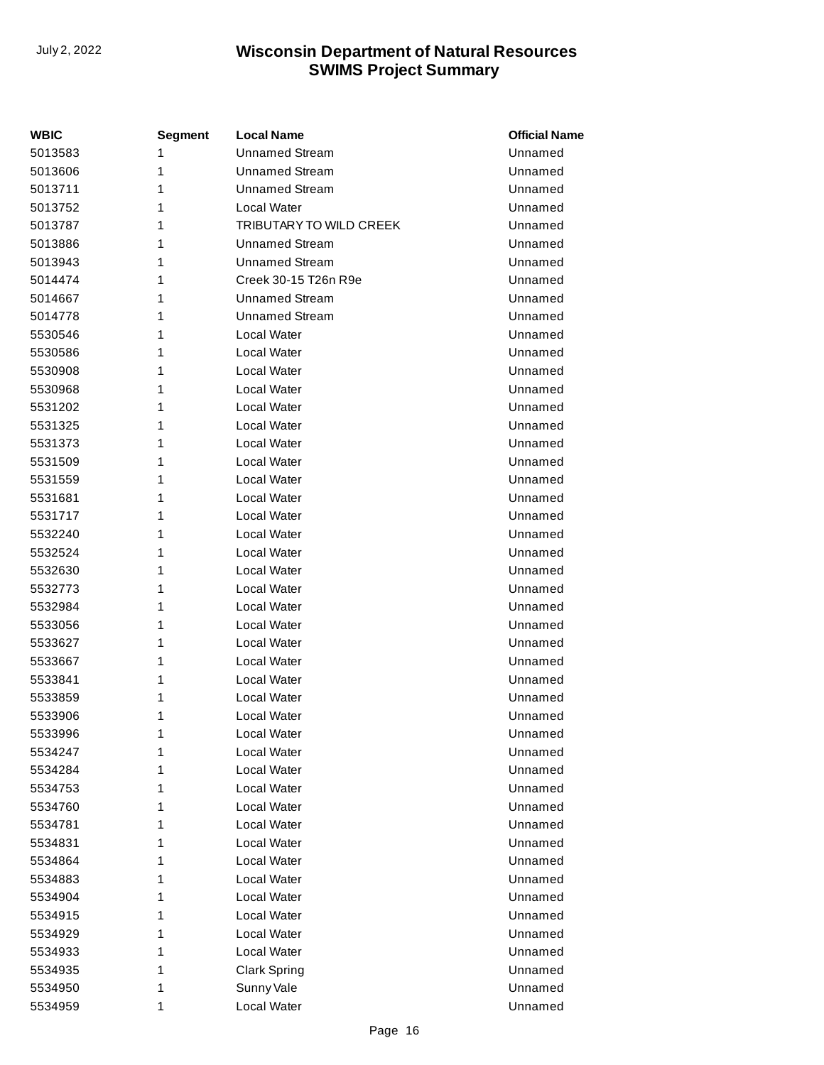| WBIC | Segment | Local Name | Official Name |
| --- | --- | --- | --- |
| 5013583 | 1 | Unnamed Stream | Unnamed |
| 5013606 | 1 | Unnamed Stream | Unnamed |
| 5013711 | 1 | Unnamed Stream | Unnamed |
| 5013752 | 1 | Local Water | Unnamed |
| 5013787 | 1 | TRIBUTARY TO WILD CREEK | Unnamed |
| 5013886 | 1 | Unnamed Stream | Unnamed |
| 5013943 | 1 | Unnamed Stream | Unnamed |
| 5014474 | 1 | Creek 30-15 T26n R9e | Unnamed |
| 5014667 | 1 | Unnamed Stream | Unnamed |
| 5014778 | 1 | Unnamed Stream | Unnamed |
| 5530546 | 1 | Local Water | Unnamed |
| 5530586 | 1 | Local Water | Unnamed |
| 5530908 | 1 | Local Water | Unnamed |
| 5530968 | 1 | Local Water | Unnamed |
| 5531202 | 1 | Local Water | Unnamed |
| 5531325 | 1 | Local Water | Unnamed |
| 5531373 | 1 | Local Water | Unnamed |
| 5531509 | 1 | Local Water | Unnamed |
| 5531559 | 1 | Local Water | Unnamed |
| 5531681 | 1 | Local Water | Unnamed |
| 5531717 | 1 | Local Water | Unnamed |
| 5532240 | 1 | Local Water | Unnamed |
| 5532524 | 1 | Local Water | Unnamed |
| 5532630 | 1 | Local Water | Unnamed |
| 5532773 | 1 | Local Water | Unnamed |
| 5532984 | 1 | Local Water | Unnamed |
| 5533056 | 1 | Local Water | Unnamed |
| 5533627 | 1 | Local Water | Unnamed |
| 5533667 | 1 | Local Water | Unnamed |
| 5533841 | 1 | Local Water | Unnamed |
| 5533859 | 1 | Local Water | Unnamed |
| 5533906 | 1 | Local Water | Unnamed |
| 5533996 | 1 | Local Water | Unnamed |
| 5534247 | 1 | Local Water | Unnamed |
| 5534284 | 1 | Local Water | Unnamed |
| 5534753 | 1 | Local Water | Unnamed |
| 5534760 | 1 | Local Water | Unnamed |
| 5534781 | 1 | Local Water | Unnamed |
| 5534831 | 1 | Local Water | Unnamed |
| 5534864 | 1 | Local Water | Unnamed |
| 5534883 | 1 | Local Water | Unnamed |
| 5534904 | 1 | Local Water | Unnamed |
| 5534915 | 1 | Local Water | Unnamed |
| 5534929 | 1 | Local Water | Unnamed |
| 5534933 | 1 | Local Water | Unnamed |
| 5534935 | 1 | Clark Spring | Unnamed |
| 5534950 | 1 | Sunny Vale | Unnamed |
| 5534959 | 1 | Local Water | Unnamed |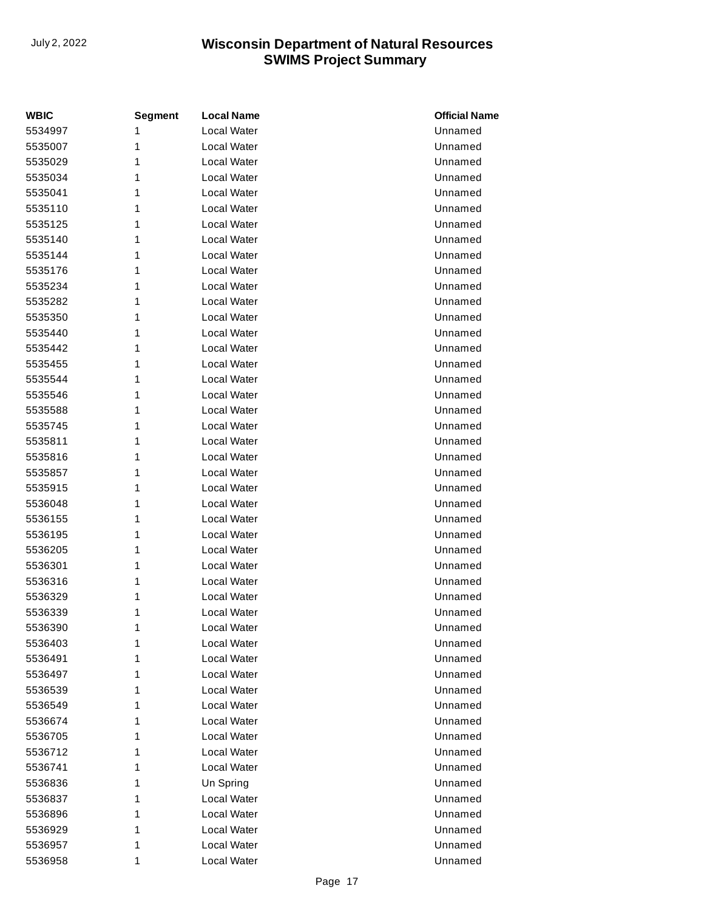| WBIC | Segment | Local Name | Official Name |
|---|---|---|---|
| 5534997 | 1 | Local Water | Unnamed |
| 5535007 | 1 | Local Water | Unnamed |
| 5535029 | 1 | Local Water | Unnamed |
| 5535034 | 1 | Local Water | Unnamed |
| 5535041 | 1 | Local Water | Unnamed |
| 5535110 | 1 | Local Water | Unnamed |
| 5535125 | 1 | Local Water | Unnamed |
| 5535140 | 1 | Local Water | Unnamed |
| 5535144 | 1 | Local Water | Unnamed |
| 5535176 | 1 | Local Water | Unnamed |
| 5535234 | 1 | Local Water | Unnamed |
| 5535282 | 1 | Local Water | Unnamed |
| 5535350 | 1 | Local Water | Unnamed |
| 5535440 | 1 | Local Water | Unnamed |
| 5535442 | 1 | Local Water | Unnamed |
| 5535455 | 1 | Local Water | Unnamed |
| 5535544 | 1 | Local Water | Unnamed |
| 5535546 | 1 | Local Water | Unnamed |
| 5535588 | 1 | Local Water | Unnamed |
| 5535745 | 1 | Local Water | Unnamed |
| 5535811 | 1 | Local Water | Unnamed |
| 5535816 | 1 | Local Water | Unnamed |
| 5535857 | 1 | Local Water | Unnamed |
| 5535915 | 1 | Local Water | Unnamed |
| 5536048 | 1 | Local Water | Unnamed |
| 5536155 | 1 | Local Water | Unnamed |
| 5536195 | 1 | Local Water | Unnamed |
| 5536205 | 1 | Local Water | Unnamed |
| 5536301 | 1 | Local Water | Unnamed |
| 5536316 | 1 | Local Water | Unnamed |
| 5536329 | 1 | Local Water | Unnamed |
| 5536339 | 1 | Local Water | Unnamed |
| 5536390 | 1 | Local Water | Unnamed |
| 5536403 | 1 | Local Water | Unnamed |
| 5536491 | 1 | Local Water | Unnamed |
| 5536497 | 1 | Local Water | Unnamed |
| 5536539 | 1 | Local Water | Unnamed |
| 5536549 | 1 | Local Water | Unnamed |
| 5536674 | 1 | Local Water | Unnamed |
| 5536705 | 1 | Local Water | Unnamed |
| 5536712 | 1 | Local Water | Unnamed |
| 5536741 | 1 | Local Water | Unnamed |
| 5536836 | 1 | Un Spring | Unnamed |
| 5536837 | 1 | Local Water | Unnamed |
| 5536896 | 1 | Local Water | Unnamed |
| 5536929 | 1 | Local Water | Unnamed |
| 5536957 | 1 | Local Water | Unnamed |
| 5536958 | 1 | Local Water | Unnamed |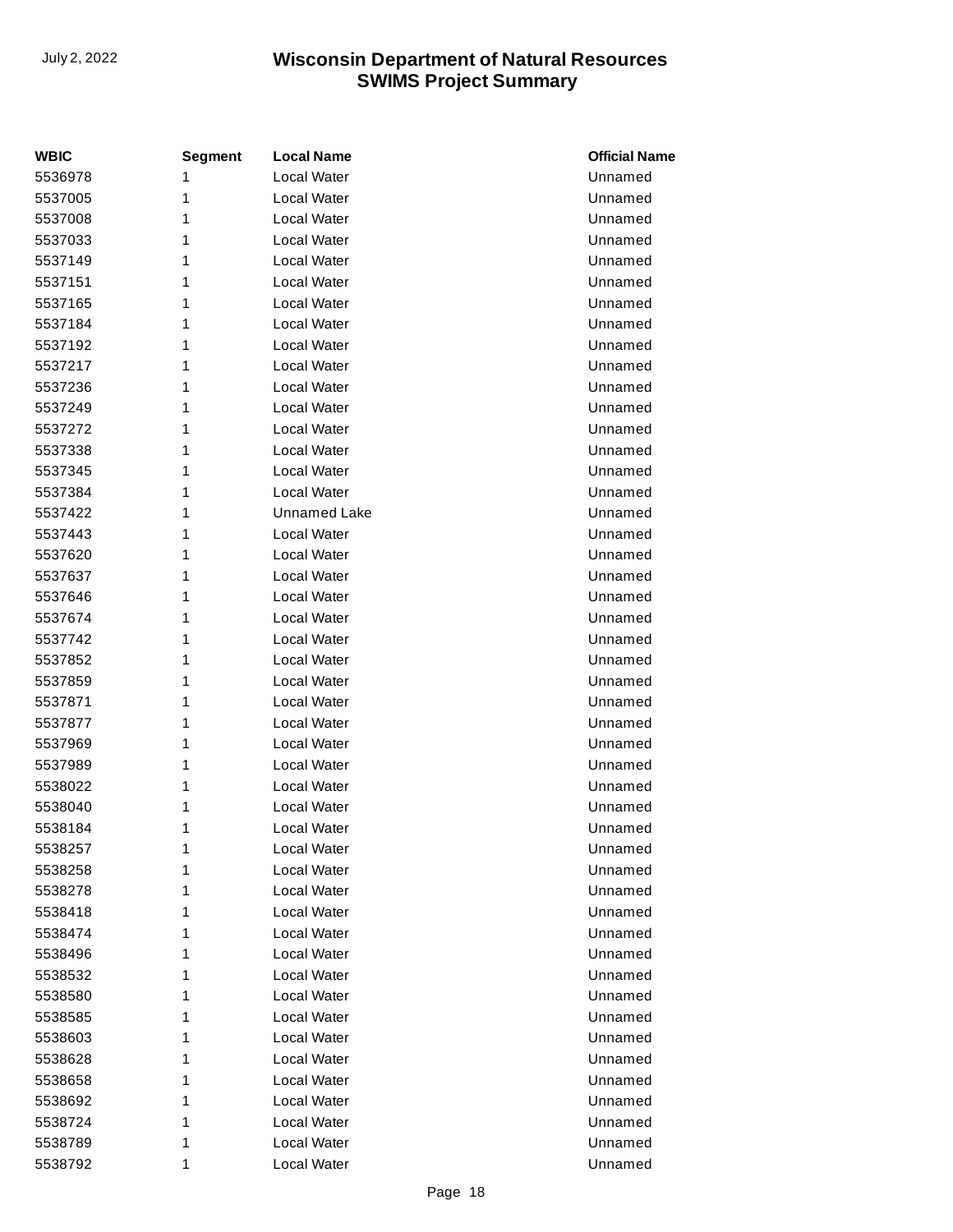| WBIC | Segment | Local Name | Official Name |
| --- | --- | --- | --- |
| 5536978 | 1 | Local Water | Unnamed |
| 5537005 | 1 | Local Water | Unnamed |
| 5537008 | 1 | Local Water | Unnamed |
| 5537033 | 1 | Local Water | Unnamed |
| 5537149 | 1 | Local Water | Unnamed |
| 5537151 | 1 | Local Water | Unnamed |
| 5537165 | 1 | Local Water | Unnamed |
| 5537184 | 1 | Local Water | Unnamed |
| 5537192 | 1 | Local Water | Unnamed |
| 5537217 | 1 | Local Water | Unnamed |
| 5537236 | 1 | Local Water | Unnamed |
| 5537249 | 1 | Local Water | Unnamed |
| 5537272 | 1 | Local Water | Unnamed |
| 5537338 | 1 | Local Water | Unnamed |
| 5537345 | 1 | Local Water | Unnamed |
| 5537384 | 1 | Local Water | Unnamed |
| 5537422 | 1 | Unnamed Lake | Unnamed |
| 5537443 | 1 | Local Water | Unnamed |
| 5537620 | 1 | Local Water | Unnamed |
| 5537637 | 1 | Local Water | Unnamed |
| 5537646 | 1 | Local Water | Unnamed |
| 5537674 | 1 | Local Water | Unnamed |
| 5537742 | 1 | Local Water | Unnamed |
| 5537852 | 1 | Local Water | Unnamed |
| 5537859 | 1 | Local Water | Unnamed |
| 5537871 | 1 | Local Water | Unnamed |
| 5537877 | 1 | Local Water | Unnamed |
| 5537969 | 1 | Local Water | Unnamed |
| 5537989 | 1 | Local Water | Unnamed |
| 5538022 | 1 | Local Water | Unnamed |
| 5538040 | 1 | Local Water | Unnamed |
| 5538184 | 1 | Local Water | Unnamed |
| 5538257 | 1 | Local Water | Unnamed |
| 5538258 | 1 | Local Water | Unnamed |
| 5538278 | 1 | Local Water | Unnamed |
| 5538418 | 1 | Local Water | Unnamed |
| 5538474 | 1 | Local Water | Unnamed |
| 5538496 | 1 | Local Water | Unnamed |
| 5538532 | 1 | Local Water | Unnamed |
| 5538580 | 1 | Local Water | Unnamed |
| 5538585 | 1 | Local Water | Unnamed |
| 5538603 | 1 | Local Water | Unnamed |
| 5538628 | 1 | Local Water | Unnamed |
| 5538658 | 1 | Local Water | Unnamed |
| 5538692 | 1 | Local Water | Unnamed |
| 5538724 | 1 | Local Water | Unnamed |
| 5538789 | 1 | Local Water | Unnamed |
| 5538792 | 1 | Local Water | Unnamed |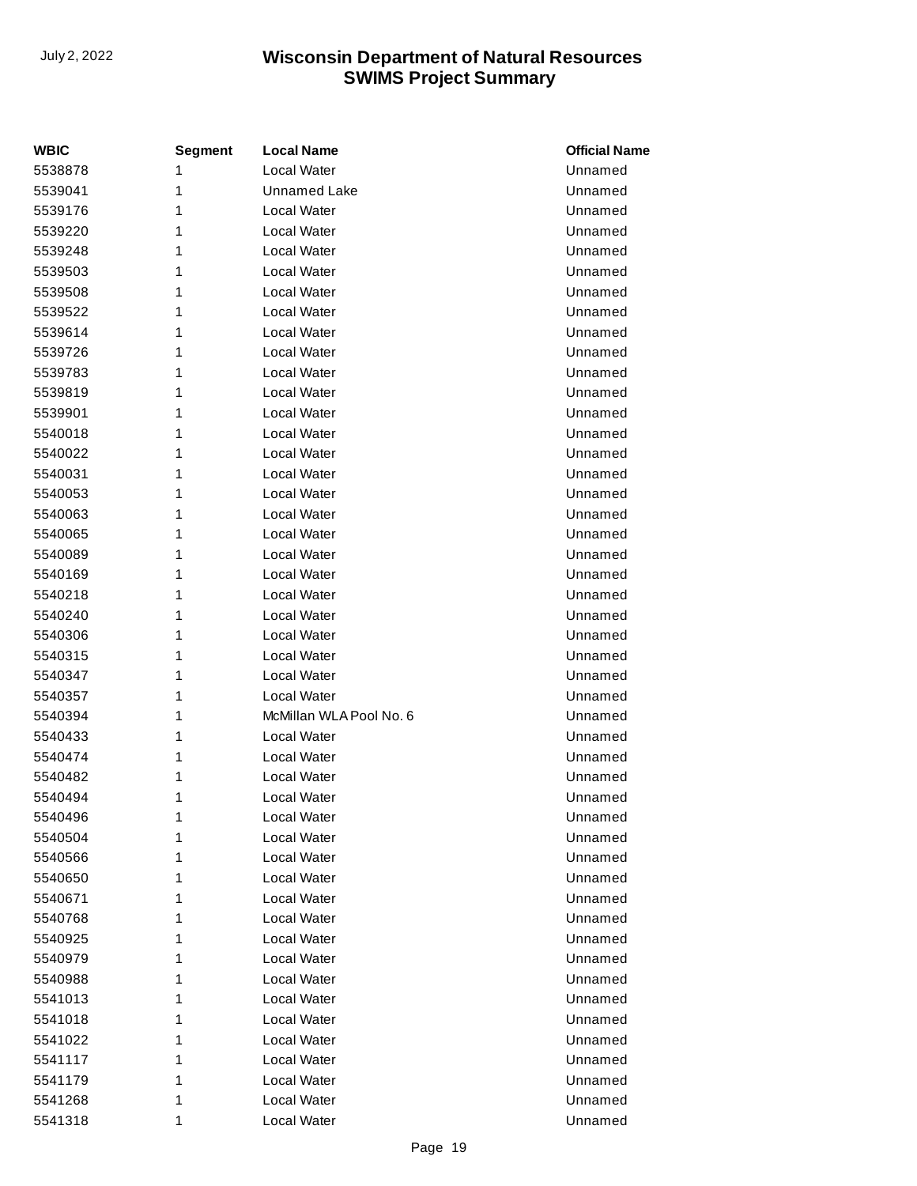| WBIC | Segment | Local Name | Official Name |
| --- | --- | --- | --- |
| 5538878 | 1 | Local Water | Unnamed |
| 5539041 | 1 | Unnamed Lake | Unnamed |
| 5539176 | 1 | Local Water | Unnamed |
| 5539220 | 1 | Local Water | Unnamed |
| 5539248 | 1 | Local Water | Unnamed |
| 5539503 | 1 | Local Water | Unnamed |
| 5539508 | 1 | Local Water | Unnamed |
| 5539522 | 1 | Local Water | Unnamed |
| 5539614 | 1 | Local Water | Unnamed |
| 5539726 | 1 | Local Water | Unnamed |
| 5539783 | 1 | Local Water | Unnamed |
| 5539819 | 1 | Local Water | Unnamed |
| 5539901 | 1 | Local Water | Unnamed |
| 5540018 | 1 | Local Water | Unnamed |
| 5540022 | 1 | Local Water | Unnamed |
| 5540031 | 1 | Local Water | Unnamed |
| 5540053 | 1 | Local Water | Unnamed |
| 5540063 | 1 | Local Water | Unnamed |
| 5540065 | 1 | Local Water | Unnamed |
| 5540089 | 1 | Local Water | Unnamed |
| 5540169 | 1 | Local Water | Unnamed |
| 5540218 | 1 | Local Water | Unnamed |
| 5540240 | 1 | Local Water | Unnamed |
| 5540306 | 1 | Local Water | Unnamed |
| 5540315 | 1 | Local Water | Unnamed |
| 5540347 | 1 | Local Water | Unnamed |
| 5540357 | 1 | Local Water | Unnamed |
| 5540394 | 1 | McMillan WLA Pool No. 6 | Unnamed |
| 5540433 | 1 | Local Water | Unnamed |
| 5540474 | 1 | Local Water | Unnamed |
| 5540482 | 1 | Local Water | Unnamed |
| 5540494 | 1 | Local Water | Unnamed |
| 5540496 | 1 | Local Water | Unnamed |
| 5540504 | 1 | Local Water | Unnamed |
| 5540566 | 1 | Local Water | Unnamed |
| 5540650 | 1 | Local Water | Unnamed |
| 5540671 | 1 | Local Water | Unnamed |
| 5540768 | 1 | Local Water | Unnamed |
| 5540925 | 1 | Local Water | Unnamed |
| 5540979 | 1 | Local Water | Unnamed |
| 5540988 | 1 | Local Water | Unnamed |
| 5541013 | 1 | Local Water | Unnamed |
| 5541018 | 1 | Local Water | Unnamed |
| 5541022 | 1 | Local Water | Unnamed |
| 5541117 | 1 | Local Water | Unnamed |
| 5541179 | 1 | Local Water | Unnamed |
| 5541268 | 1 | Local Water | Unnamed |
| 5541318 | 1 | Local Water | Unnamed |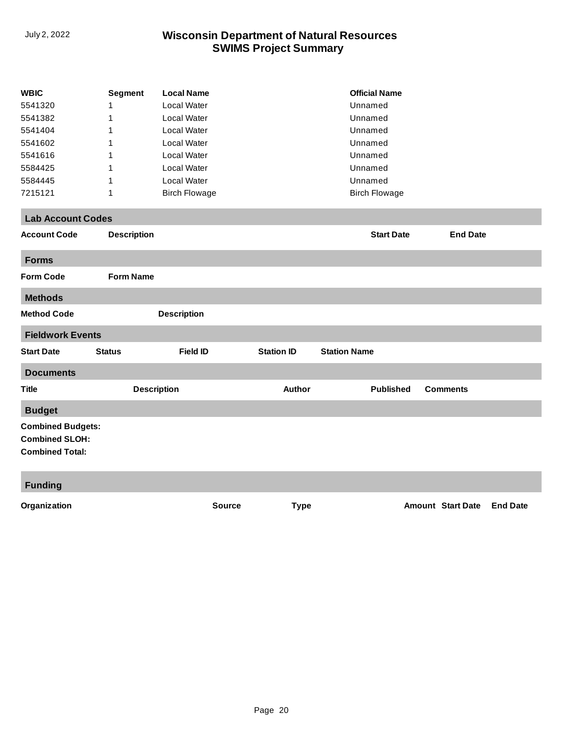| WBIC | Segment | Local Name | Official Name |
|---|---|---|---|
| 5541320 | 1 | Local Water | Unnamed |
| 5541382 | 1 | Local Water | Unnamed |
| 5541404 | 1 | Local Water | Unnamed |
| 5541602 | 1 | Local Water | Unnamed |
| 5541616 | 1 | Local Water | Unnamed |
| 5584425 | 1 | Local Water | Unnamed |
| 5584445 | 1 | Local Water | Unnamed |
| 7215121 | 1 | Birch Flowage | Birch Flowage |

## Lab Account Codes

| Account Code | Description | Start Date | End Date |
|---|---|---|---|

## Forms

| Form Code | Form Name |
|---|---|

## Methods

| Method Code | Description |
|---|---|

## Fieldwork Events

| Start Date | Status | Field ID | Station ID | Station Name |
|---|---|---|---|---|

## Documents

| Title | Description | Author | Published | Comments |
|---|---|---|---|---|

## Budget

**Combined Budgets:**
**Combined SLOH:**
**Combined Total:**

## Funding

| Organization | Source | Type | Amount | Start Date | End Date |
|---|---|---|---|---|---|